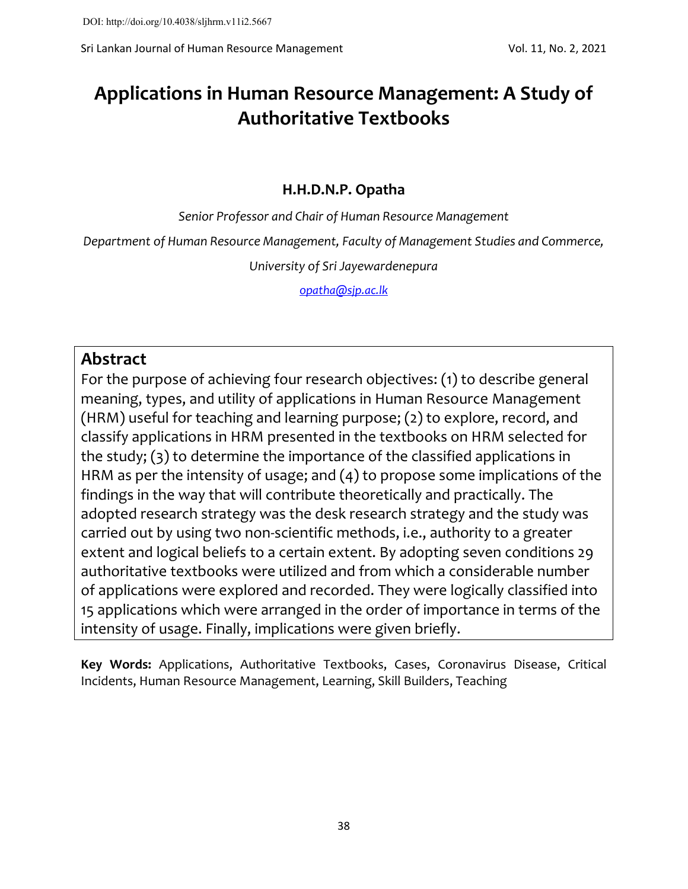DOI: http://doi.org/10.4038/sljhrm.v11i2.5667

# Applications in Human Resource Management: A Study of Authoritative Textbooks

**H.H.D.N.P. Opatha**

*Senior Professor and Chair of Human Resource Management*

*Department of Human Resource Management, Faculty of Management Studies and Commerce,*

*University of Sri Jayewardenepura*

*opatha@sjp.ac.lk*

## Abstract

For the purpose of achieving four research objectives: (1) to describe general meaning, types, and utility of applications in Human Resource Management (HRM) useful for teaching and learning purpose; (2) to explore, record, and classify applications in HRM presented in the textbooks on HRM selected for the study; (3) to determine the importance of the classified applications in HRM as per the intensity of usage; and (4) to propose some implications of the findings in the way that will contribute theoretically and practically. The adopted research strategy was the desk research strategy and the study was carried out by using two non-scientific methods, i.e., authority to a greater extent and logical beliefs to a certain extent. By adopting seven conditions 29 authoritative textbooks were utilized and from which a considerable number of applications were explored and recorded. They were logically classified into 15 applications which were arranged in the order of importance in terms of the intensity of usage. Finally, implications were given briefly.

**Key Words:** Applications, Authoritative Textbooks, Cases, Coronavirus Disease, Critical Incidents, Human Resource Management, Learning, Skill Builders, Teaching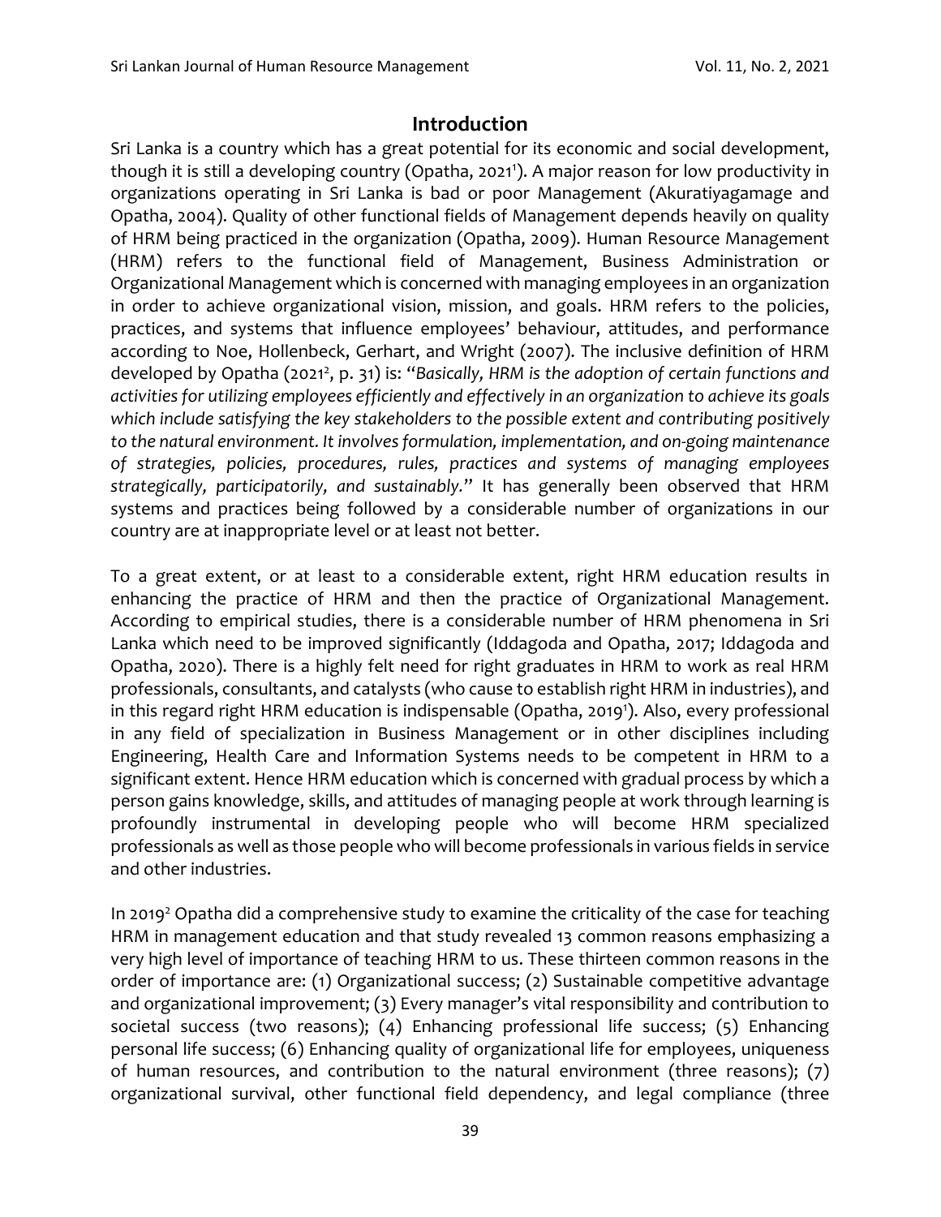## Introduction

Sri Lanka is a country which has a great potential for its economic and social development, though it is still a developing country (Opatha, 2021[1]). A major reason for low productivity in organizations operating in Sri Lanka is bad or poor Management (Akuratiyagamage and Opatha, 2004). Quality of other functional fields of Management depends heavily on quality of HRM being practiced in the organization (Opatha, 2009). Human Resource Management (HRM) refers to the functional field of Management, Business Administration or Organizational Management which is concerned with managing employees in an organization in order to achieve organizational vision, mission, and goals. HRM refers to the policies, practices, and systems that influence employees' behaviour, attitudes, and performance according to Noe, Hollenbeck, Gerhart, and Wright (2007). The inclusive definition of HRM developed by Opatha (2021[2], p. 31) is: "*Basically, HRM is the adoption of certain functions and activities for utilizing employees efficiently and effectively in an organization to achieve its goals which include satisfying the key stakeholders to the possible extent and contributing positively to the natural environment. It involves formulation, implementation, and on-going maintenance of strategies, policies, procedures, rules, practices and systems of managing employees strategically, participatorily, and sustainably.*" It has generally been observed that HRM systems and practices being followed by a considerable number of organizations in our country are at inappropriate level or at least not better.

To a great extent, or at least to a considerable extent, right HRM education results in enhancing the practice of HRM and then the practice of Organizational Management. According to empirical studies, there is a considerable number of HRM phenomena in Sri Lanka which need to be improved significantly (Iddagoda and Opatha, 2017; Iddagoda and Opatha, 2020). There is a highly felt need for right graduates in HRM to work as real HRM professionals, consultants, and catalysts (who cause to establish right HRM in industries), and in this regard right HRM education is indispensable (Opatha, 2019[1]). Also, every professional in any field of specialization in Business Management or in other disciplines including Engineering, Health Care and Information Systems needs to be competent in HRM to a significant extent. Hence HRM education which is concerned with gradual process by which a person gains knowledge, skills, and attitudes of managing people at work through learning is profoundly instrumental in developing people who will become HRM specialized professionals as well as those people who will become professionals in various fields in service and other industries.

In 2019[2] Opatha did a comprehensive study to examine the criticality of the case for teaching HRM in management education and that study revealed 13 common reasons emphasizing a very high level of importance of teaching HRM to us. These thirteen common reasons in the order of importance are: (1) Organizational success; (2) Sustainable competitive advantage and organizational improvement; (3) Every manager's vital responsibility and contribution to societal success (two reasons); (4) Enhancing professional life success; (5) Enhancing personal life success; (6) Enhancing quality of organizational life for employees, uniqueness of human resources, and contribution to the natural environment (three reasons); (7) organizational survival, other functional field dependency, and legal compliance (three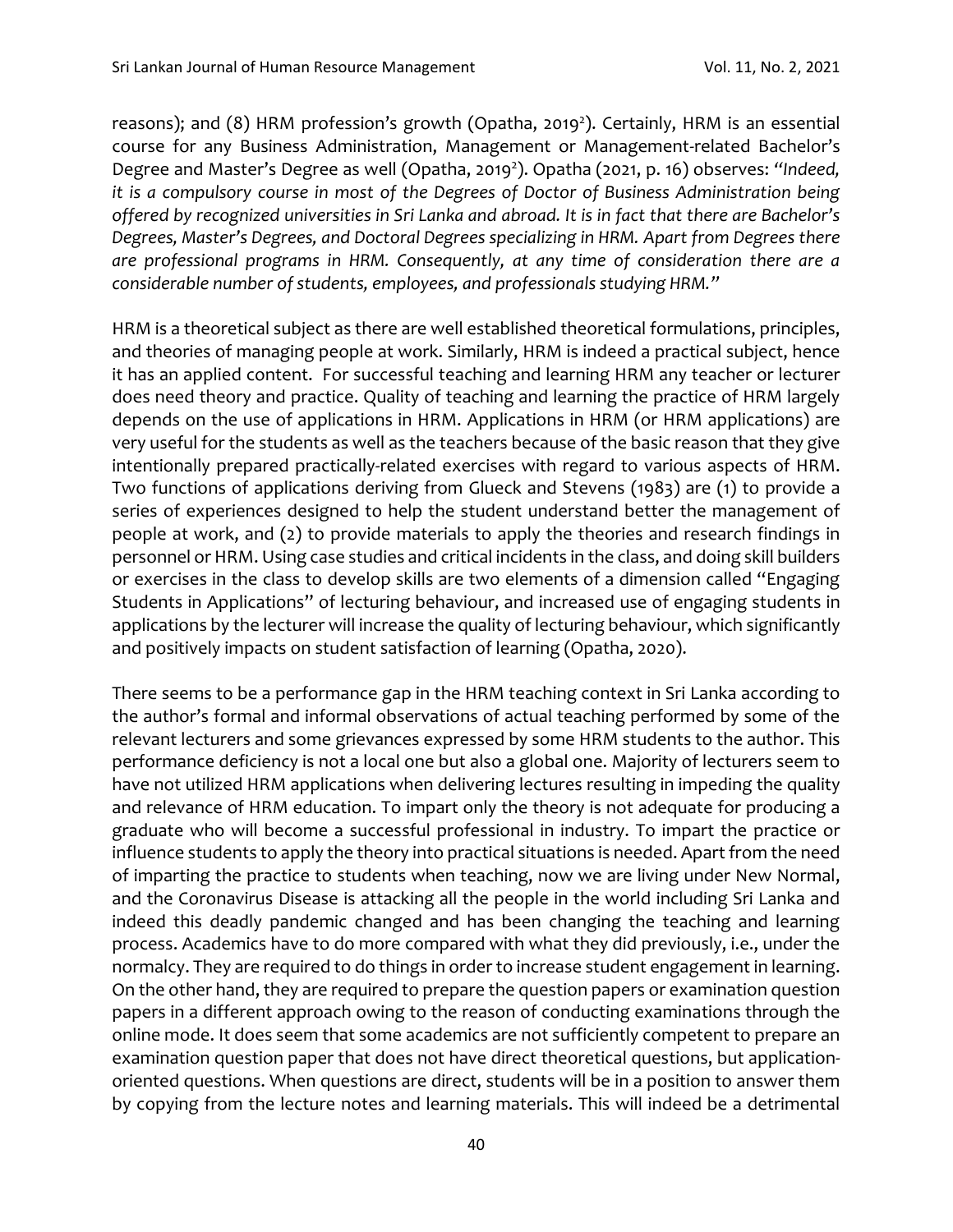reasons); and (8) HRM profession's growth (Opatha, 2019[2]). Certainly, HRM is an essential course for any Business Administration, Management or Management-related Bachelor's Degree and Master's Degree as well (Opatha, 2019[2]). Opatha (2021, p. 16) observes: "*Indeed, it is a compulsory course in most of the Degrees of Doctor of Business Administration being offered by recognized universities in Sri Lanka and abroad. It is in fact that there are Bachelor's Degrees, Master's Degrees, and Doctoral Degrees specializing in HRM. Apart from Degrees there are professional programs in HRM. Consequently, at any time of consideration there are a considerable number of students, employees, and professionals studying HRM.*"

HRM is a theoretical subject as there are well established theoretical formulations, principles, and theories of managing people at work. Similarly, HRM is indeed a practical subject, hence it has an applied content. For successful teaching and learning HRM any teacher or lecturer does need theory and practice. Quality of teaching and learning the practice of HRM largely depends on the use of applications in HRM. Applications in HRM (or HRM applications) are very useful for the students as well as the teachers because of the basic reason that they give intentionally prepared practically-related exercises with regard to various aspects of HRM. Two functions of applications deriving from Glueck and Stevens (1983) are (1) to provide a series of experiences designed to help the student understand better the management of people at work, and (2) to provide materials to apply the theories and research findings in personnel or HRM. Using case studies and critical incidents in the class, and doing skill builders or exercises in the class to develop skills are two elements of a dimension called "Engaging Students in Applications" of lecturing behaviour, and increased use of engaging students in applications by the lecturer will increase the quality of lecturing behaviour, which significantly and positively impacts on student satisfaction of learning (Opatha, 2020).

There seems to be a performance gap in the HRM teaching context in Sri Lanka according to the author's formal and informal observations of actual teaching performed by some of the relevant lecturers and some grievances expressed by some HRM students to the author. This performance deficiency is not a local one but also a global one. Majority of lecturers seem to have not utilized HRM applications when delivering lectures resulting in impeding the quality and relevance of HRM education. To impart only the theory is not adequate for producing a graduate who will become a successful professional in industry. To impart the practice or influence students to apply the theory into practical situations is needed. Apart from the need of imparting the practice to students when teaching, now we are living under New Normal, and the Coronavirus Disease is attacking all the people in the world including Sri Lanka and indeed this deadly pandemic changed and has been changing the teaching and learning process. Academics have to do more compared with what they did previously, i.e., under the normalcy. They are required to do things in order to increase student engagement in learning. On the other hand, they are required to prepare the question papers or examination question papers in a different approach owing to the reason of conducting examinations through the online mode. It does seem that some academics are not sufficiently competent to prepare an examination question paper that does not have direct theoretical questions, but application-oriented questions. When questions are direct, students will be in a position to answer them by copying from the lecture notes and learning materials. This will indeed be a detrimental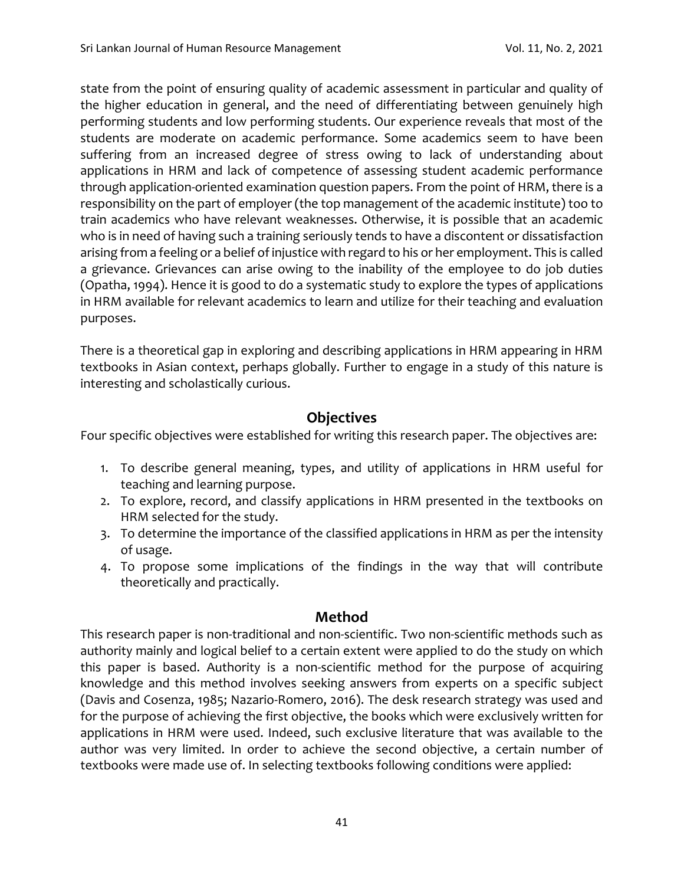state from the point of ensuring quality of academic assessment in particular and quality of the higher education in general, and the need of differentiating between genuinely high performing students and low performing students. Our experience reveals that most of the students are moderate on academic performance. Some academics seem to have been suffering from an increased degree of stress owing to lack of understanding about applications in HRM and lack of competence of assessing student academic performance through application-oriented examination question papers. From the point of HRM, there is a responsibility on the part of employer (the top management of the academic institute) too to train academics who have relevant weaknesses. Otherwise, it is possible that an academic who is in need of having such a training seriously tends to have a discontent or dissatisfaction arising from a feeling or a belief of injustice with regard to his or her employment. This is called a grievance. Grievances can arise owing to the inability of the employee to do job duties (Opatha, 1994). Hence it is good to do a systematic study to explore the types of applications in HRM available for relevant academics to learn and utilize for their teaching and evaluation purposes.

There is a theoretical gap in exploring and describing applications in HRM appearing in HRM textbooks in Asian context, perhaps globally. Further to engage in a study of this nature is interesting and scholastically curious.

## Objectives

Four specific objectives were established for writing this research paper. The objectives are:

1. To describe general meaning, types, and utility of applications in HRM useful for teaching and learning purpose.
2. To explore, record, and classify applications in HRM presented in the textbooks on HRM selected for the study.
3. To determine the importance of the classified applications in HRM as per the intensity of usage.
4. To propose some implications of the findings in the way that will contribute theoretically and practically.

## Method

This research paper is non-traditional and non-scientific. Two non-scientific methods such as authority mainly and logical belief to a certain extent were applied to do the study on which this paper is based. Authority is a non-scientific method for the purpose of acquiring knowledge and this method involves seeking answers from experts on a specific subject (Davis and Cosenza, 1985; Nazario-Romero, 2016). The desk research strategy was used and for the purpose of achieving the first objective, the books which were exclusively written for applications in HRM were used. Indeed, such exclusive literature that was available to the author was very limited. In order to achieve the second objective, a certain number of textbooks were made use of. In selecting textbooks following conditions were applied: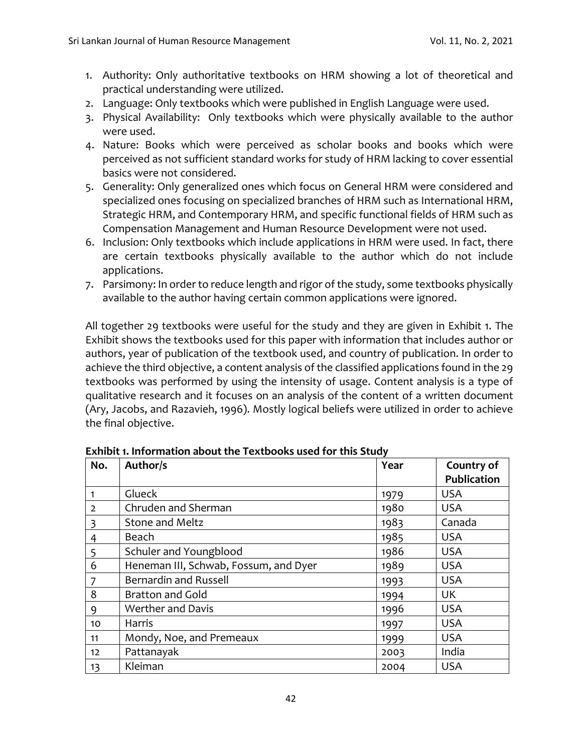1. Authority: Only authoritative textbooks on HRM showing a lot of theoretical and practical understanding were utilized.
2. Language: Only textbooks which were published in English Language were used.
3. Physical Availability: Only textbooks which were physically available to the author were used.
4. Nature: Books which were perceived as scholar books and books which were perceived as not sufficient standard works for study of HRM lacking to cover essential basics were not considered.
5. Generality: Only generalized ones which focus on General HRM were considered and specialized ones focusing on specialized branches of HRM such as International HRM, Strategic HRM, and Contemporary HRM, and specific functional fields of HRM such as Compensation Management and Human Resource Development were not used.
6. Inclusion: Only textbooks which include applications in HRM were used. In fact, there are certain textbooks physically available to the author which do not include applications.
7. Parsimony: In order to reduce length and rigor of the study, some textbooks physically available to the author having certain common applications were ignored.

All together 29 textbooks were useful for the study and they are given in Exhibit 1. The Exhibit shows the textbooks used for this paper with information that includes author or authors, year of publication of the textbook used, and country of publication. In order to achieve the third objective, a content analysis of the classified applications found in the 29 textbooks was performed by using the intensity of usage. Content analysis is a type of qualitative research and it focuses on an analysis of the content of a written document (Ary, Jacobs, and Razavieh, 1996). Mostly logical beliefs were utilized in order to achieve the final objective.

**Exhibit 1. Information about the Textbooks used for this Study**

| No. | Author/s | Year | Country of Publication |
|---|---|---|---|
| 1 | Glueck | 1979 | USA |
| 2 | Chruden and Sherman | 1980 | USA |
| 3 | Stone and Meltz | 1983 | Canada |
| 4 | Beach | 1985 | USA |
| 5 | Schuler and Youngblood | 1986 | USA |
| 6 | Heneman III, Schwab, Fossum, and Dyer | 1989 | USA |
| 7 | Bernardin and Russell | 1993 | USA |
| 8 | Bratton and Gold | 1994 | UK |
| 9 | Werther and Davis | 1996 | USA |
| 10 | Harris | 1997 | USA |
| 11 | Mondy, Noe, and Premeaux | 1999 | USA |
| 12 | Pattanayak | 2003 | India |
| 13 | Kleiman | 2004 | USA |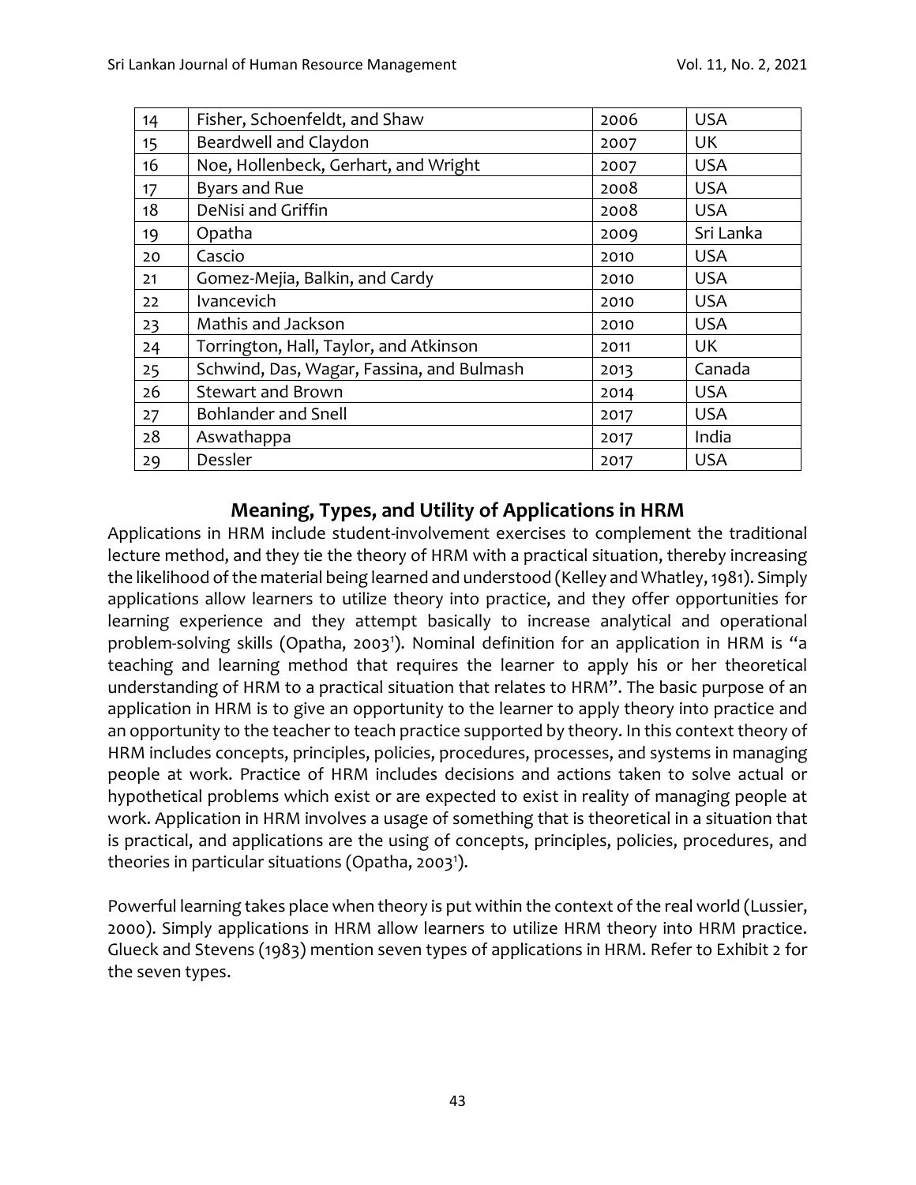| 14 | Fisher, Schoenfeldt, and Shaw | 2006 | USA |
|---|---|---|---|
| 15 | Beardwell and Claydon | 2007 | UK |
| 16 | Noe, Hollenbeck, Gerhart, and Wright | 2007 | USA |
| 17 | Byars and Rue | 2008 | USA |
| 18 | DeNisi and Griffin | 2008 | USA |
| 19 | Opatha | 2009 | Sri Lanka |
| 20 | Cascio | 2010 | USA |
| 21 | Gomez-Mejia, Balkin, and Cardy | 2010 | USA |
| 22 | Ivancevich | 2010 | USA |
| 23 | Mathis and Jackson | 2010 | USA |
| 24 | Torrington, Hall, Taylor, and Atkinson | 2011 | UK |
| 25 | Schwind, Das, Wagar, Fassina, and Bulmash | 2013 | Canada |
| 26 | Stewart and Brown | 2014 | USA |
| 27 | Bohlander and Snell | 2017 | USA |
| 28 | Aswathappa | 2017 | India |
| 29 | Dessler | 2017 | USA |

## Meaning, Types, and Utility of Applications in HRM

Applications in HRM include student-involvement exercises to complement the traditional lecture method, and they tie the theory of HRM with a practical situation, thereby increasing the likelihood of the material being learned and understood (Kelley and Whatley, 1981). Simply applications allow learners to utilize theory into practice, and they offer opportunities for learning experience and they attempt basically to increase analytical and operational problem-solving skills (Opatha, 2003[1]). Nominal definition for an application in HRM is "a teaching and learning method that requires the learner to apply his or her theoretical understanding of HRM to a practical situation that relates to HRM". The basic purpose of an application in HRM is to give an opportunity to the learner to apply theory into practice and an opportunity to the teacher to teach practice supported by theory. In this context theory of HRM includes concepts, principles, policies, procedures, processes, and systems in managing people at work. Practice of HRM includes decisions and actions taken to solve actual or hypothetical problems which exist or are expected to exist in reality of managing people at work. Application in HRM involves a usage of something that is theoretical in a situation that is practical, and applications are the using of concepts, principles, policies, procedures, and theories in particular situations (Opatha, 2003[1]).

Powerful learning takes place when theory is put within the context of the real world (Lussier, 2000). Simply applications in HRM allow learners to utilize HRM theory into HRM practice. Glueck and Stevens (1983) mention seven types of applications in HRM. Refer to Exhibit 2 for the seven types.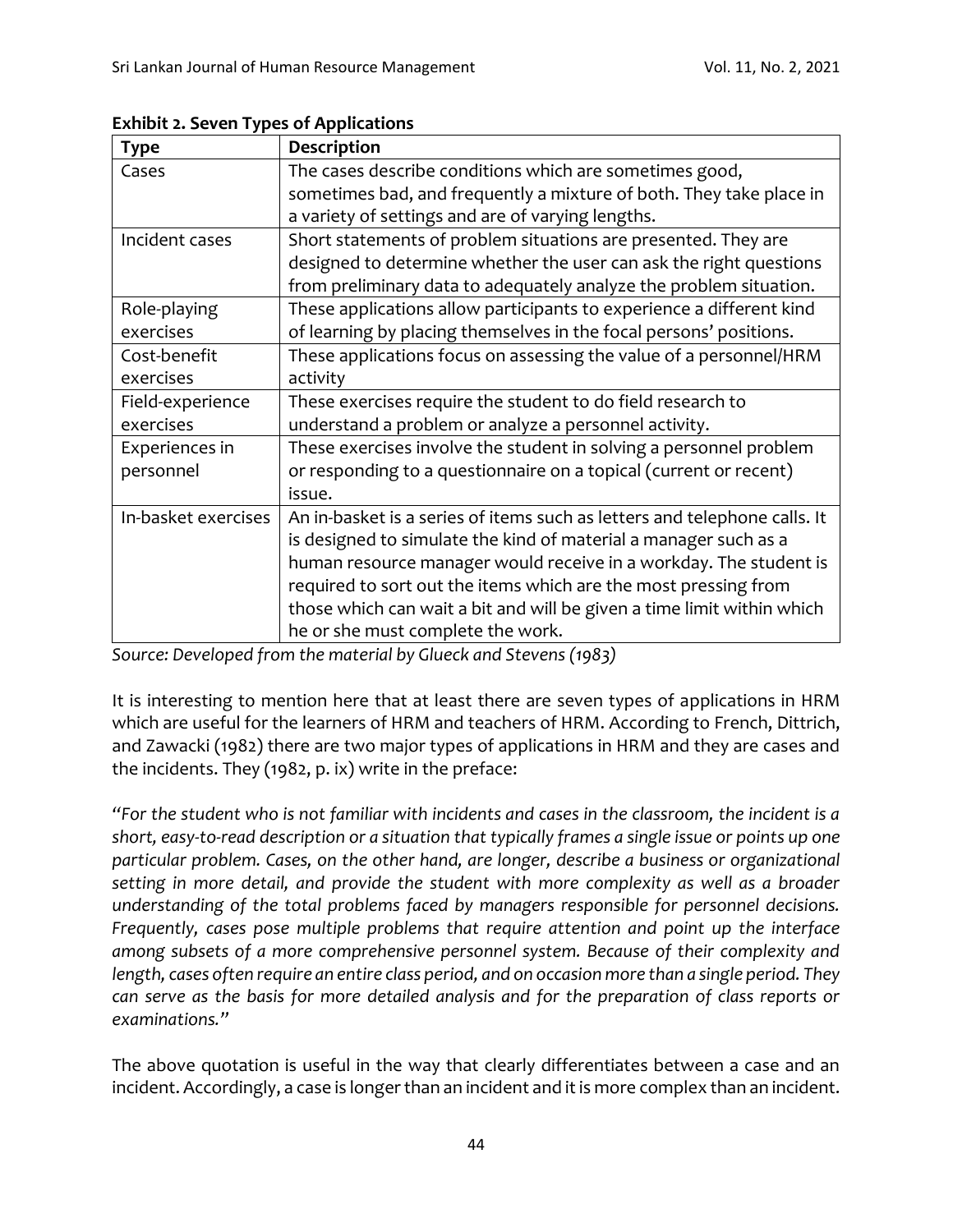**Exhibit 2. Seven Types of Applications**

| Type | Description |
| --- | --- |
| Cases | The cases describe conditions which are sometimes good, sometimes bad, and frequently a mixture of both. They take place in a variety of settings and are of varying lengths. |
| Incident cases | Short statements of problem situations are presented. They are designed to determine whether the user can ask the right questions from preliminary data to adequately analyze the problem situation. |
| Role-playing exercises | These applications allow participants to experience a different kind of learning by placing themselves in the focal persons' positions. |
| Cost-benefit exercises | These applications focus on assessing the value of a personnel/HRM activity |
| Field-experience exercises | These exercises require the student to do field research to understand a problem or analyze a personnel activity. |
| Experiences in personnel | These exercises involve the student in solving a personnel problem or responding to a questionnaire on a topical (current or recent) issue. |
| In-basket exercises | An in-basket is a series of items such as letters and telephone calls. It is designed to simulate the kind of material a manager such as a human resource manager would receive in a workday. The student is required to sort out the items which are the most pressing from those which can wait a bit and will be given a time limit within which he or she must complete the work. |

*Source: Developed from the material by Glueck and Stevens (1983)*

It is interesting to mention here that at least there are seven types of applications in HRM which are useful for the learners of HRM and teachers of HRM. According to French, Dittrich, and Zawacki (1982) there are two major types of applications in HRM and they are cases and the incidents. They (1982, p. ix) write in the preface:

*"For the student who is not familiar with incidents and cases in the classroom, the incident is a short, easy-to-read description or a situation that typically frames a single issue or points up one particular problem. Cases, on the other hand, are longer, describe a business or organizational setting in more detail, and provide the student with more complexity as well as a broader understanding of the total problems faced by managers responsible for personnel decisions. Frequently, cases pose multiple problems that require attention and point up the interface among subsets of a more comprehensive personnel system. Because of their complexity and length, cases often require an entire class period, and on occasion more than a single period. They can serve as the basis for more detailed analysis and for the preparation of class reports or examinations."*

The above quotation is useful in the way that clearly differentiates between a case and an incident. Accordingly, a case is longer than an incident and it is more complex than an incident.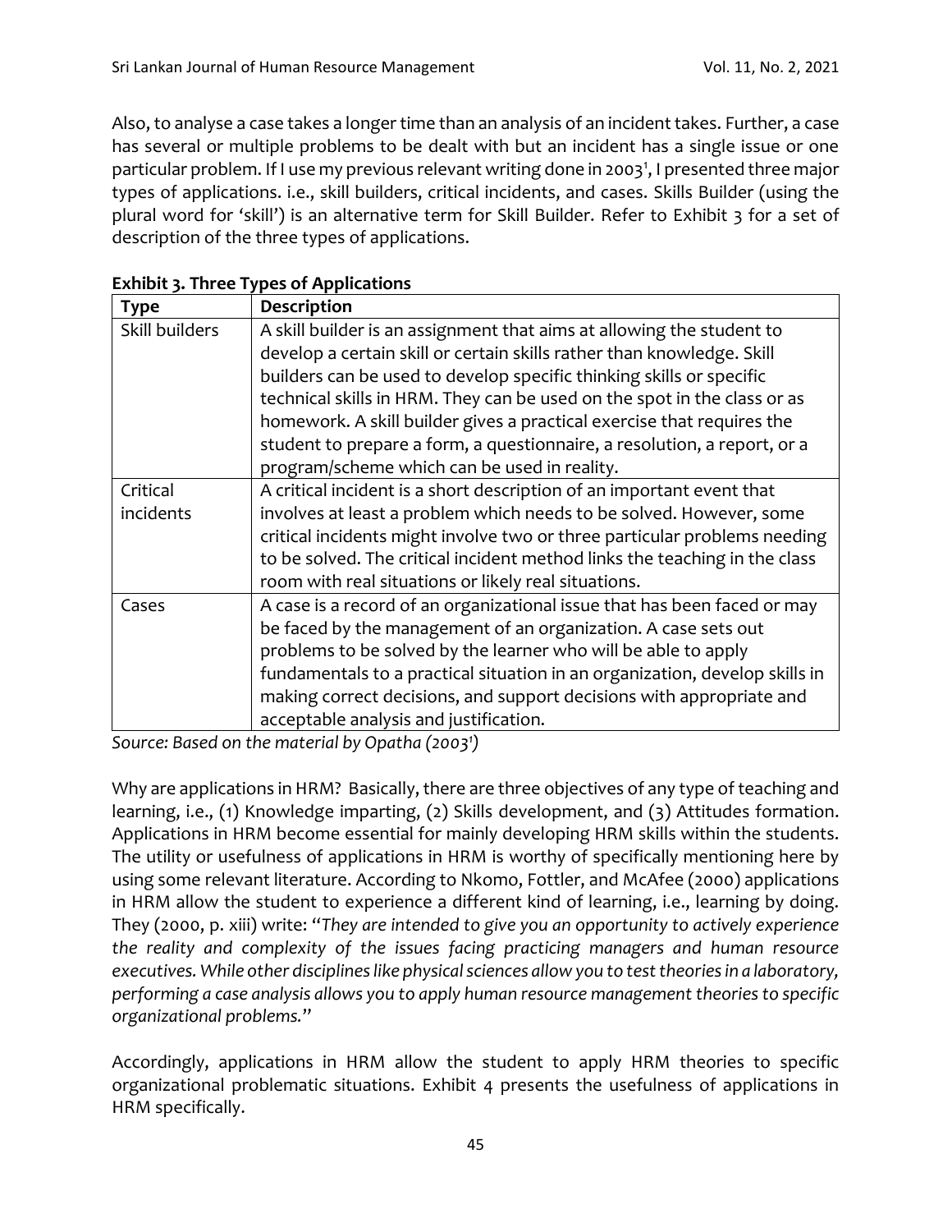Also, to analyse a case takes a longer time than an analysis of an incident takes. Further, a case has several or multiple problems to be dealt with but an incident has a single issue or one particular problem. If I use my previous relevant writing done in 2003[1], I presented three major types of applications. i.e., skill builders, critical incidents, and cases. Skills Builder (using the plural word for 'skill') is an alternative term for Skill Builder. Refer to Exhibit 3 for a set of description of the three types of applications.

**Exhibit 3. Three Types of Applications**

| Type | Description |
| --- | --- |
| Skill builders | A skill builder is an assignment that aims at allowing the student to develop a certain skill or certain skills rather than knowledge. Skill builders can be used to develop specific thinking skills or specific technical skills in HRM. They can be used on the spot in the class or as homework. A skill builder gives a practical exercise that requires the student to prepare a form, a questionnaire, a resolution, a report, or a program/scheme which can be used in reality. |
| Critical incidents | A critical incident is a short description of an important event that involves at least a problem which needs to be solved. However, some critical incidents might involve two or three particular problems needing to be solved. The critical incident method links the teaching in the class room with real situations or likely real situations. |
| Cases | A case is a record of an organizational issue that has been faced or may be faced by the management of an organization. A case sets out problems to be solved by the learner who will be able to apply fundamentals to a practical situation in an organization, develop skills in making correct decisions, and support decisions with appropriate and acceptable analysis and justification. |

*Source: Based on the material by Opatha (2003[1])*

Why are applications in HRM? Basically, there are three objectives of any type of teaching and learning, i.e., (1) Knowledge imparting, (2) Skills development, and (3) Attitudes formation. Applications in HRM become essential for mainly developing HRM skills within the students. The utility or usefulness of applications in HRM is worthy of specifically mentioning here by using some relevant literature. According to Nkomo, Fottler, and McAfee (2000) applications in HRM allow the student to experience a different kind of learning, i.e., learning by doing. They (2000, p. xiii) write: "*They are intended to give you an opportunity to actively experience the reality and complexity of the issues facing practicing managers and human resource executives. While other disciplines like physical sciences allow you to test theories in a laboratory, performing a case analysis allows you to apply human resource management theories to specific organizational problems.*"

Accordingly, applications in HRM allow the student to apply HRM theories to specific organizational problematic situations. Exhibit 4 presents the usefulness of applications in HRM specifically.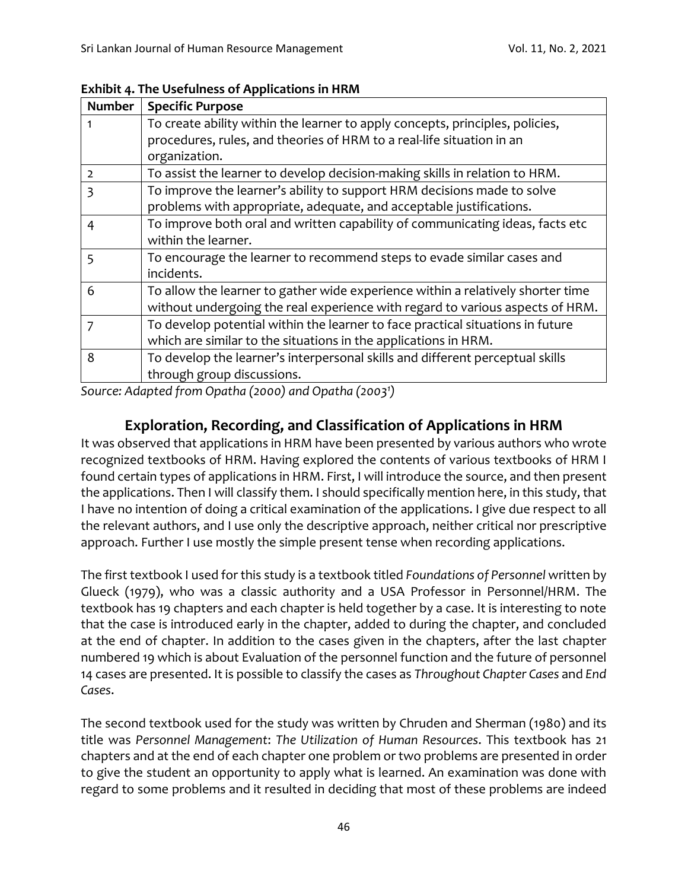**Exhibit 4. The Usefulness of Applications in HRM**

| Number | Specific Purpose |
|---|---|
| 1 | To create ability within the learner to apply concepts, principles, policies, procedures, rules, and theories of HRM to a real-life situation in an organization. |
| 2 | To assist the learner to develop decision-making skills in relation to HRM. |
| 3 | To improve the learner's ability to support HRM decisions made to solve problems with appropriate, adequate, and acceptable justifications. |
| 4 | To improve both oral and written capability of communicating ideas, facts etc within the learner. |
| 5 | To encourage the learner to recommend steps to evade similar cases and incidents. |
| 6 | To allow the learner to gather wide experience within a relatively shorter time without undergoing the real experience with regard to various aspects of HRM. |
| 7 | To develop potential within the learner to face practical situations in future which are similar to the situations in the applications in HRM. |
| 8 | To develop the learner's interpersonal skills and different perceptual skills through group discussions. |

*Source: Adapted from Opatha (2000) and Opatha (2003[1])*

## Exploration, Recording, and Classification of Applications in HRM

It was observed that applications in HRM have been presented by various authors who wrote recognized textbooks of HRM. Having explored the contents of various textbooks of HRM I found certain types of applications in HRM. First, I will introduce the source, and then present the applications. Then I will classify them. I should specifically mention here, in this study, that I have no intention of doing a critical examination of the applications. I give due respect to all the relevant authors, and I use only the descriptive approach, neither critical nor prescriptive approach. Further I use mostly the simple present tense when recording applications.

The first textbook I used for this study is a textbook titled *Foundations of Personnel* written by Glueck (1979), who was a classic authority and a USA Professor in Personnel/HRM. The textbook has 19 chapters and each chapter is held together by a case. It is interesting to note that the case is introduced early in the chapter, added to during the chapter, and concluded at the end of chapter. In addition to the cases given in the chapters, after the last chapter numbered 19 which is about Evaluation of the personnel function and the future of personnel 14 cases are presented. It is possible to classify the cases as *Throughout Chapter Cases* and *End Cases*.

The second textbook used for the study was written by Chruden and Sherman (1980) and its title was *Personnel Management*: *The Utilization of Human Resources*. This textbook has 21 chapters and at the end of each chapter one problem or two problems are presented in order to give the student an opportunity to apply what is learned. An examination was done with regard to some problems and it resulted in deciding that most of these problems are indeed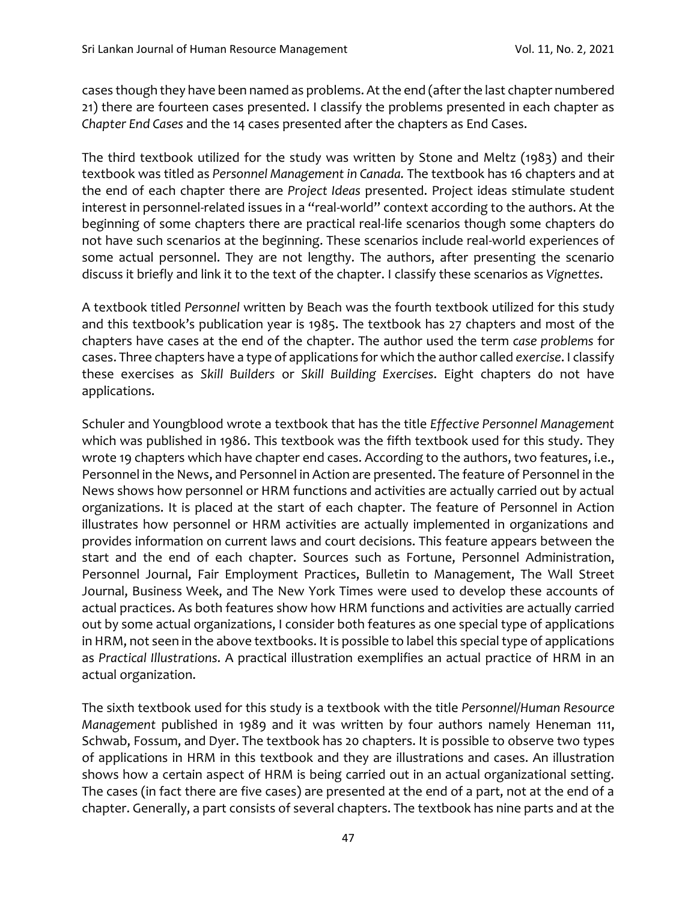cases though they have been named as problems. At the end (after the last chapter numbered 21) there are fourteen cases presented. I classify the problems presented in each chapter as *Chapter End Cases* and the 14 cases presented after the chapters as End Cases.

The third textbook utilized for the study was written by Stone and Meltz (1983) and their textbook was titled as *Personnel Management in Canada.* The textbook has 16 chapters and at the end of each chapter there are *Project Ideas* presented. Project ideas stimulate student interest in personnel-related issues in a "real-world" context according to the authors. At the beginning of some chapters there are practical real-life scenarios though some chapters do not have such scenarios at the beginning. These scenarios include real-world experiences of some actual personnel. They are not lengthy. The authors, after presenting the scenario discuss it briefly and link it to the text of the chapter. I classify these scenarios as *Vignettes*.

A textbook titled *Personnel* written by Beach was the fourth textbook utilized for this study and this textbook's publication year is 1985. The textbook has 27 chapters and most of the chapters have cases at the end of the chapter. The author used the term *case problems* for cases. Three chapters have a type of applications for which the author called *exercise*. I classify these exercises as *Skill Builders* or *Skill Building Exercises*. Eight chapters do not have applications.

Schuler and Youngblood wrote a textbook that has the title *Effective Personnel Management* which was published in 1986. This textbook was the fifth textbook used for this study. They wrote 19 chapters which have chapter end cases. According to the authors, two features, i.e., Personnel in the News, and Personnel in Action are presented. The feature of Personnel in the News shows how personnel or HRM functions and activities are actually carried out by actual organizations. It is placed at the start of each chapter. The feature of Personnel in Action illustrates how personnel or HRM activities are actually implemented in organizations and provides information on current laws and court decisions. This feature appears between the start and the end of each chapter. Sources such as Fortune, Personnel Administration, Personnel Journal, Fair Employment Practices, Bulletin to Management, The Wall Street Journal, Business Week, and The New York Times were used to develop these accounts of actual practices. As both features show how HRM functions and activities are actually carried out by some actual organizations, I consider both features as one special type of applications in HRM, not seen in the above textbooks. It is possible to label this special type of applications as *Practical Illustrations*. A practical illustration exemplifies an actual practice of HRM in an actual organization.

The sixth textbook used for this study is a textbook with the title *Personnel/Human Resource Management* published in 1989 and it was written by four authors namely Heneman 111, Schwab, Fossum, and Dyer. The textbook has 20 chapters. It is possible to observe two types of applications in HRM in this textbook and they are illustrations and cases. An illustration shows how a certain aspect of HRM is being carried out in an actual organizational setting. The cases (in fact there are five cases) are presented at the end of a part, not at the end of a chapter. Generally, a part consists of several chapters. The textbook has nine parts and at the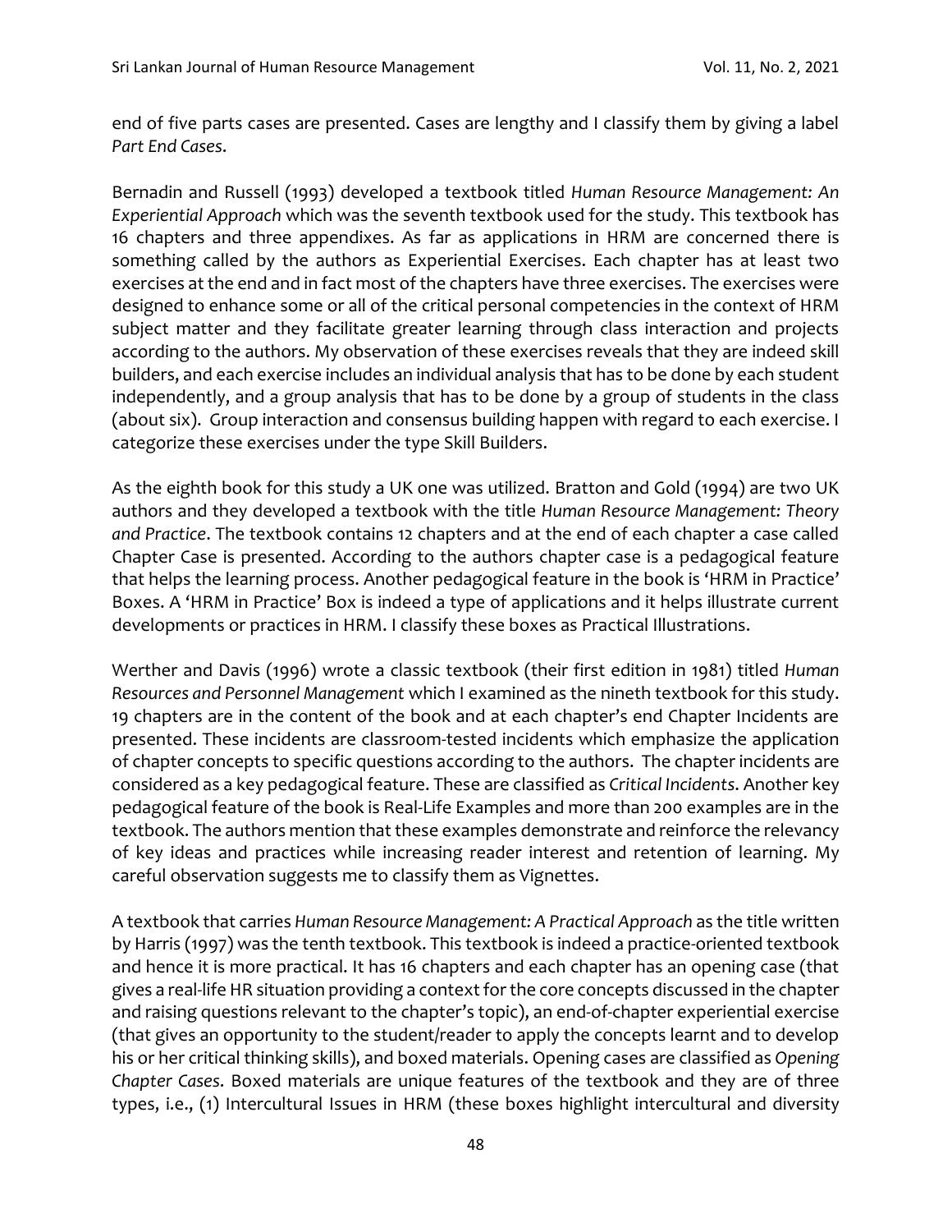end of five parts cases are presented. Cases are lengthy and I classify them by giving a label *Part End Cases*.

Bernadin and Russell (1993) developed a textbook titled *Human Resource Management: An Experiential Approach* which was the seventh textbook used for the study. This textbook has 16 chapters and three appendixes. As far as applications in HRM are concerned there is something called by the authors as Experiential Exercises. Each chapter has at least two exercises at the end and in fact most of the chapters have three exercises. The exercises were designed to enhance some or all of the critical personal competencies in the context of HRM subject matter and they facilitate greater learning through class interaction and projects according to the authors. My observation of these exercises reveals that they are indeed skill builders, and each exercise includes an individual analysis that has to be done by each student independently, and a group analysis that has to be done by a group of students in the class (about six). Group interaction and consensus building happen with regard to each exercise. I categorize these exercises under the type Skill Builders.

As the eighth book for this study a UK one was utilized. Bratton and Gold (1994) are two UK authors and they developed a textbook with the title *Human Resource Management: Theory and Practice*. The textbook contains 12 chapters and at the end of each chapter a case called Chapter Case is presented. According to the authors chapter case is a pedagogical feature that helps the learning process. Another pedagogical feature in the book is 'HRM in Practice' Boxes. A 'HRM in Practice' Box is indeed a type of applications and it helps illustrate current developments or practices in HRM. I classify these boxes as Practical Illustrations.

Werther and Davis (1996) wrote a classic textbook (their first edition in 1981) titled *Human Resources and Personnel Management* which I examined as the nineth textbook for this study. 19 chapters are in the content of the book and at each chapter's end Chapter Incidents are presented. These incidents are classroom-tested incidents which emphasize the application of chapter concepts to specific questions according to the authors. The chapter incidents are considered as a key pedagogical feature. These are classified as *Critical Incidents*. Another key pedagogical feature of the book is Real-Life Examples and more than 200 examples are in the textbook. The authors mention that these examples demonstrate and reinforce the relevancy of key ideas and practices while increasing reader interest and retention of learning. My careful observation suggests me to classify them as Vignettes.

A textbook that carries *Human Resource Management: A Practical Approach* as the title written by Harris (1997) was the tenth textbook. This textbook is indeed a practice-oriented textbook and hence it is more practical. It has 16 chapters and each chapter has an opening case (that gives a real-life HR situation providing a context for the core concepts discussed in the chapter and raising questions relevant to the chapter's topic), an end-of-chapter experiential exercise (that gives an opportunity to the student/reader to apply the concepts learnt and to develop his or her critical thinking skills), and boxed materials. Opening cases are classified as *Opening Chapter Cases*. Boxed materials are unique features of the textbook and they are of three types, i.e., (1) Intercultural Issues in HRM (these boxes highlight intercultural and diversity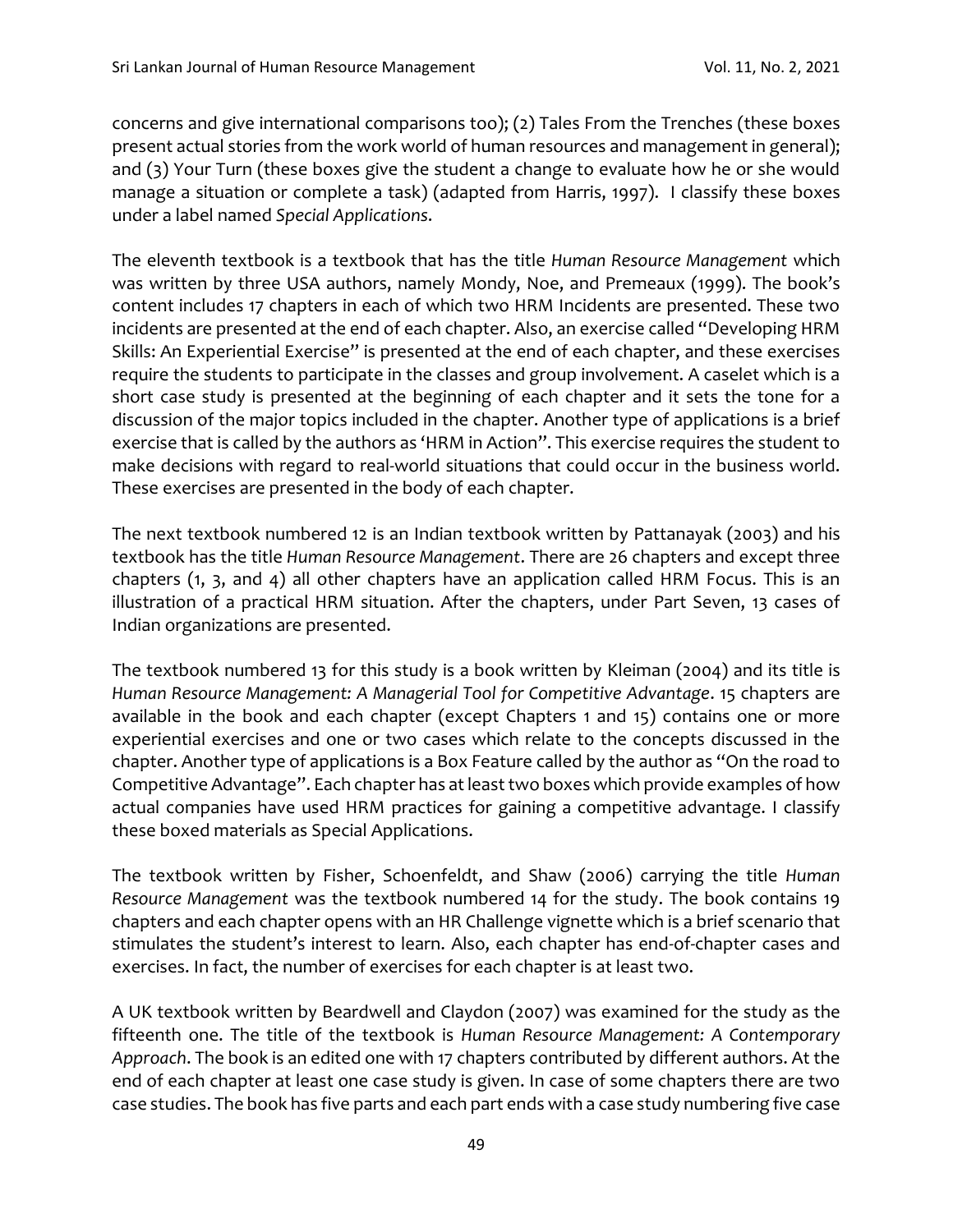concerns and give international comparisons too); (2) Tales From the Trenches (these boxes present actual stories from the work world of human resources and management in general); and (3) Your Turn (these boxes give the student a change to evaluate how he or she would manage a situation or complete a task) (adapted from Harris, 1997). I classify these boxes under a label named *Special Applications*.

The eleventh textbook is a textbook that has the title *Human Resource Management* which was written by three USA authors, namely Mondy, Noe, and Premeaux (1999). The book's content includes 17 chapters in each of which two HRM Incidents are presented. These two incidents are presented at the end of each chapter. Also, an exercise called "Developing HRM Skills: An Experiential Exercise" is presented at the end of each chapter, and these exercises require the students to participate in the classes and group involvement. A caselet which is a short case study is presented at the beginning of each chapter and it sets the tone for a discussion of the major topics included in the chapter. Another type of applications is a brief exercise that is called by the authors as 'HRM in Action". This exercise requires the student to make decisions with regard to real-world situations that could occur in the business world. These exercises are presented in the body of each chapter.

The next textbook numbered 12 is an Indian textbook written by Pattanayak (2003) and his textbook has the title *Human Resource Management*. There are 26 chapters and except three chapters (1, 3, and 4) all other chapters have an application called HRM Focus. This is an illustration of a practical HRM situation. After the chapters, under Part Seven, 13 cases of Indian organizations are presented.

The textbook numbered 13 for this study is a book written by Kleiman (2004) and its title is *Human Resource Management: A Managerial Tool for Competitive Advantage*. 15 chapters are available in the book and each chapter (except Chapters 1 and 15) contains one or more experiential exercises and one or two cases which relate to the concepts discussed in the chapter. Another type of applications is a Box Feature called by the author as "On the road to Competitive Advantage". Each chapter has at least two boxes which provide examples of how actual companies have used HRM practices for gaining a competitive advantage. I classify these boxed materials as Special Applications.

The textbook written by Fisher, Schoenfeldt, and Shaw (2006) carrying the title *Human Resource Management* was the textbook numbered 14 for the study. The book contains 19 chapters and each chapter opens with an HR Challenge vignette which is a brief scenario that stimulates the student's interest to learn. Also, each chapter has end-of-chapter cases and exercises. In fact, the number of exercises for each chapter is at least two.

A UK textbook written by Beardwell and Claydon (2007) was examined for the study as the fifteenth one. The title of the textbook is *Human Resource Management: A Contemporary Approach*. The book is an edited one with 17 chapters contributed by different authors. At the end of each chapter at least one case study is given. In case of some chapters there are two case studies. The book has five parts and each part ends with a case study numbering five case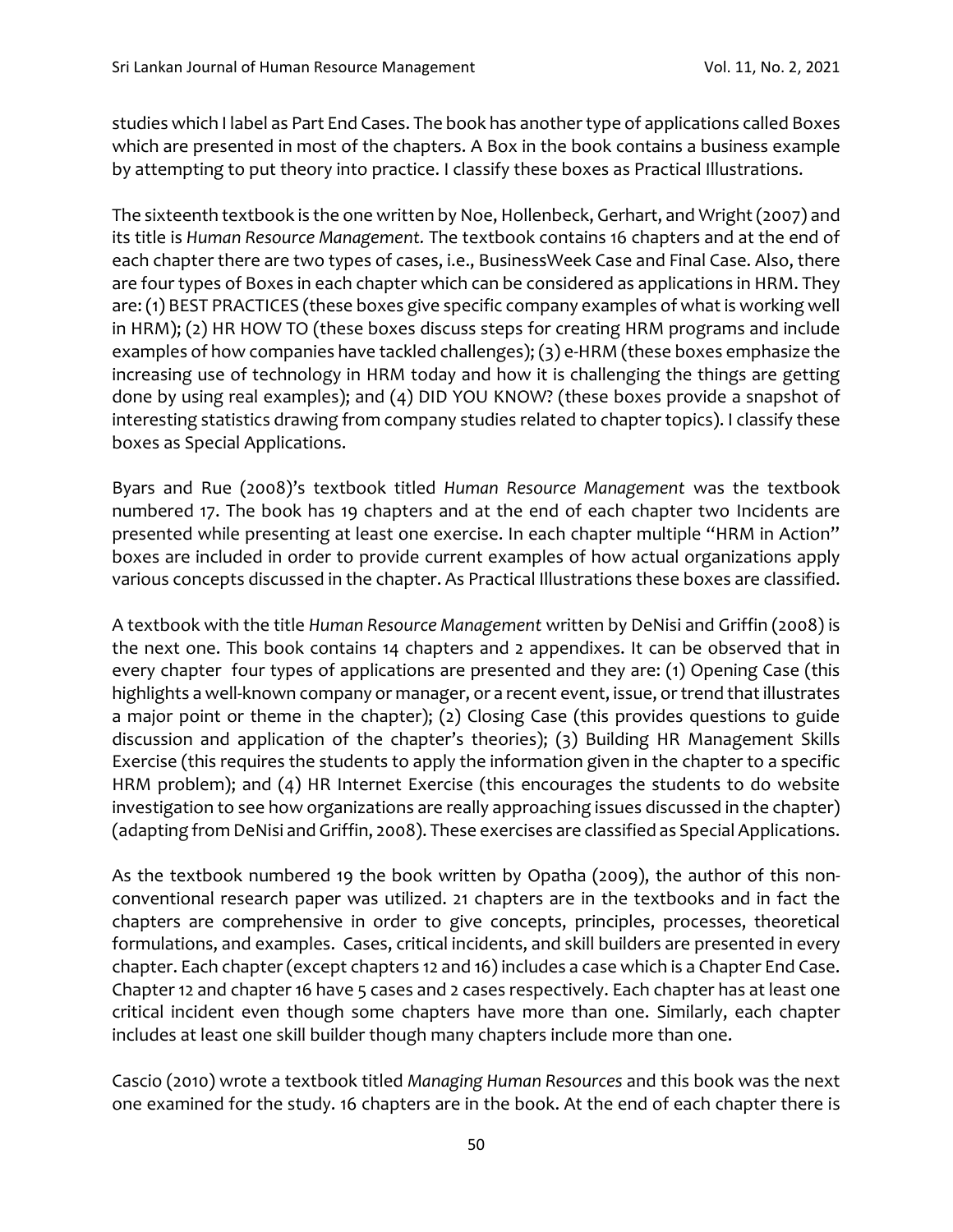studies which I label as Part End Cases. The book has another type of applications called Boxes which are presented in most of the chapters. A Box in the book contains a business example by attempting to put theory into practice. I classify these boxes as Practical Illustrations.

The sixteenth textbook is the one written by Noe, Hollenbeck, Gerhart, and Wright (2007) and its title is *Human Resource Management.* The textbook contains 16 chapters and at the end of each chapter there are two types of cases, i.e., BusinessWeek Case and Final Case. Also, there are four types of Boxes in each chapter which can be considered as applications in HRM. They are: (1) BEST PRACTICES (these boxes give specific company examples of what is working well in HRM); (2) HR HOW TO (these boxes discuss steps for creating HRM programs and include examples of how companies have tackled challenges); (3) e-HRM (these boxes emphasize the increasing use of technology in HRM today and how it is challenging the things are getting done by using real examples); and (4) DID YOU KNOW? (these boxes provide a snapshot of interesting statistics drawing from company studies related to chapter topics). I classify these boxes as Special Applications.

Byars and Rue (2008)'s textbook titled *Human Resource Management* was the textbook numbered 17. The book has 19 chapters and at the end of each chapter two Incidents are presented while presenting at least one exercise. In each chapter multiple "HRM in Action" boxes are included in order to provide current examples of how actual organizations apply various concepts discussed in the chapter. As Practical Illustrations these boxes are classified.

A textbook with the title *Human Resource Management* written by DeNisi and Griffin (2008) is the next one. This book contains 14 chapters and 2 appendixes. It can be observed that in every chapter four types of applications are presented and they are: (1) Opening Case (this highlights a well-known company or manager, or a recent event, issue, or trend that illustrates a major point or theme in the chapter); (2) Closing Case (this provides questions to guide discussion and application of the chapter's theories); (3) Building HR Management Skills Exercise (this requires the students to apply the information given in the chapter to a specific HRM problem); and (4) HR Internet Exercise (this encourages the students to do website investigation to see how organizations are really approaching issues discussed in the chapter) (adapting from DeNisi and Griffin, 2008). These exercises are classified as Special Applications.

As the textbook numbered 19 the book written by Opatha (2009), the author of this non-conventional research paper was utilized. 21 chapters are in the textbooks and in fact the chapters are comprehensive in order to give concepts, principles, processes, theoretical formulations, and examples. Cases, critical incidents, and skill builders are presented in every chapter. Each chapter (except chapters 12 and 16) includes a case which is a Chapter End Case. Chapter 12 and chapter 16 have 5 cases and 2 cases respectively. Each chapter has at least one critical incident even though some chapters have more than one. Similarly, each chapter includes at least one skill builder though many chapters include more than one.

Cascio (2010) wrote a textbook titled *Managing Human Resources* and this book was the next one examined for the study. 16 chapters are in the book. At the end of each chapter there is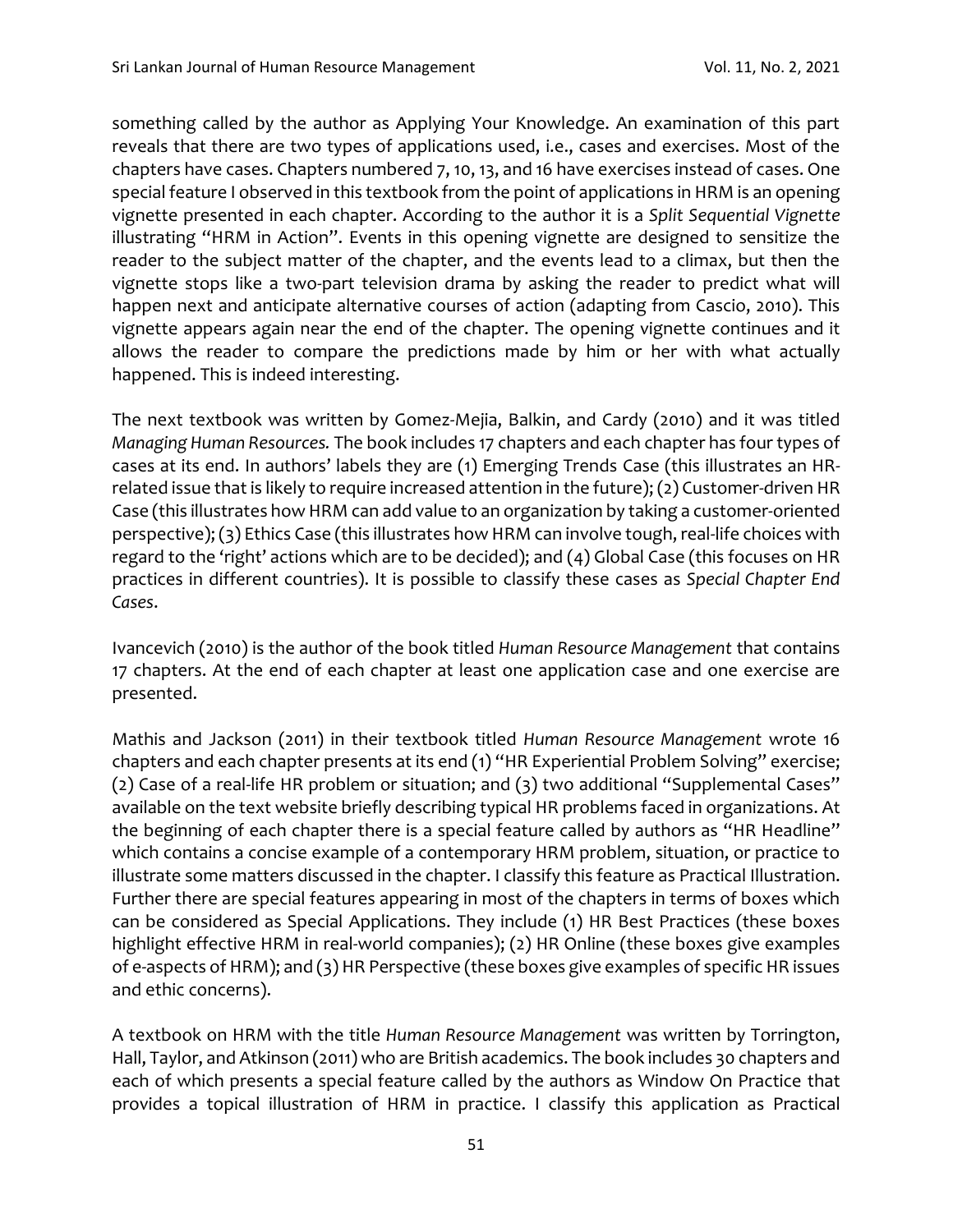something called by the author as Applying Your Knowledge. An examination of this part reveals that there are two types of applications used, i.e., cases and exercises. Most of the chapters have cases. Chapters numbered 7, 10, 13, and 16 have exercises instead of cases. One special feature I observed in this textbook from the point of applications in HRM is an opening vignette presented in each chapter. According to the author it is a *Split Sequential Vignette* illustrating "HRM in Action". Events in this opening vignette are designed to sensitize the reader to the subject matter of the chapter, and the events lead to a climax, but then the vignette stops like a two-part television drama by asking the reader to predict what will happen next and anticipate alternative courses of action (adapting from Cascio, 2010). This vignette appears again near the end of the chapter. The opening vignette continues and it allows the reader to compare the predictions made by him or her with what actually happened. This is indeed interesting.

The next textbook was written by Gomez-Mejia, Balkin, and Cardy (2010) and it was titled *Managing Human Resources.* The book includes 17 chapters and each chapter has four types of cases at its end. In authors' labels they are (1) Emerging Trends Case (this illustrates an HR-related issue that is likely to require increased attention in the future); (2) Customer-driven HR Case (this illustrates how HRM can add value to an organization by taking a customer-oriented perspective); (3) Ethics Case (this illustrates how HRM can involve tough, real-life choices with regard to the 'right' actions which are to be decided); and (4) Global Case (this focuses on HR practices in different countries). It is possible to classify these cases as *Special Chapter End Cases*.

Ivancevich (2010) is the author of the book titled *Human Resource Management* that contains 17 chapters. At the end of each chapter at least one application case and one exercise are presented.

Mathis and Jackson (2011) in their textbook titled *Human Resource Management* wrote 16 chapters and each chapter presents at its end (1) "HR Experiential Problem Solving" exercise; (2) Case of a real-life HR problem or situation; and (3) two additional "Supplemental Cases" available on the text website briefly describing typical HR problems faced in organizations. At the beginning of each chapter there is a special feature called by authors as "HR Headline" which contains a concise example of a contemporary HRM problem, situation, or practice to illustrate some matters discussed in the chapter. I classify this feature as Practical Illustration. Further there are special features appearing in most of the chapters in terms of boxes which can be considered as Special Applications. They include (1) HR Best Practices (these boxes highlight effective HRM in real-world companies); (2) HR Online (these boxes give examples of e-aspects of HRM); and (3) HR Perspective (these boxes give examples of specific HR issues and ethic concerns).

A textbook on HRM with the title *Human Resource Management* was written by Torrington, Hall, Taylor, and Atkinson (2011) who are British academics. The book includes 30 chapters and each of which presents a special feature called by the authors as Window On Practice that provides a topical illustration of HRM in practice. I classify this application as Practical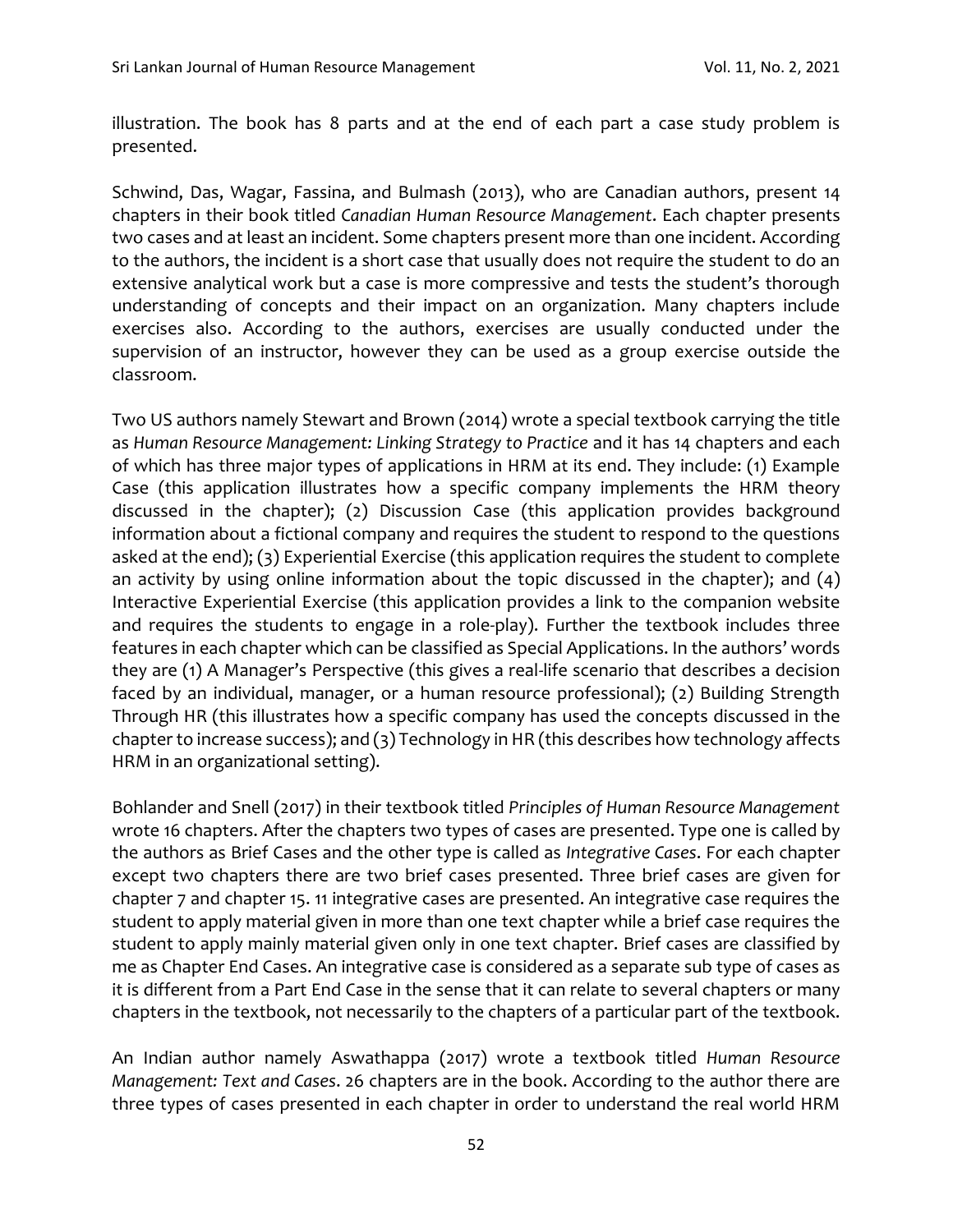illustration. The book has 8 parts and at the end of each part a case study problem is presented.

Schwind, Das, Wagar, Fassina, and Bulmash (2013), who are Canadian authors, present 14 chapters in their book titled *Canadian Human Resource Management*. Each chapter presents two cases and at least an incident. Some chapters present more than one incident. According to the authors, the incident is a short case that usually does not require the student to do an extensive analytical work but a case is more compressive and tests the student's thorough understanding of concepts and their impact on an organization. Many chapters include exercises also. According to the authors, exercises are usually conducted under the supervision of an instructor, however they can be used as a group exercise outside the classroom.

Two US authors namely Stewart and Brown (2014) wrote a special textbook carrying the title as *Human Resource Management: Linking Strategy to Practice* and it has 14 chapters and each of which has three major types of applications in HRM at its end. They include: (1) Example Case (this application illustrates how a specific company implements the HRM theory discussed in the chapter); (2) Discussion Case (this application provides background information about a fictional company and requires the student to respond to the questions asked at the end); (3) Experiential Exercise (this application requires the student to complete an activity by using online information about the topic discussed in the chapter); and (4) Interactive Experiential Exercise (this application provides a link to the companion website and requires the students to engage in a role-play). Further the textbook includes three features in each chapter which can be classified as Special Applications. In the authors' words they are (1) A Manager's Perspective (this gives a real-life scenario that describes a decision faced by an individual, manager, or a human resource professional); (2) Building Strength Through HR (this illustrates how a specific company has used the concepts discussed in the chapter to increase success); and (3) Technology in HR (this describes how technology affects HRM in an organizational setting).

Bohlander and Snell (2017) in their textbook titled *Principles of Human Resource Management* wrote 16 chapters. After the chapters two types of cases are presented. Type one is called by the authors as Brief Cases and the other type is called as *Integrative Cases*. For each chapter except two chapters there are two brief cases presented. Three brief cases are given for chapter 7 and chapter 15. 11 integrative cases are presented. An integrative case requires the student to apply material given in more than one text chapter while a brief case requires the student to apply mainly material given only in one text chapter. Brief cases are classified by me as Chapter End Cases. An integrative case is considered as a separate sub type of cases as it is different from a Part End Case in the sense that it can relate to several chapters or many chapters in the textbook, not necessarily to the chapters of a particular part of the textbook.

An Indian author namely Aswathappa (2017) wrote a textbook titled *Human Resource Management: Text and Cases*. 26 chapters are in the book. According to the author there are three types of cases presented in each chapter in order to understand the real world HRM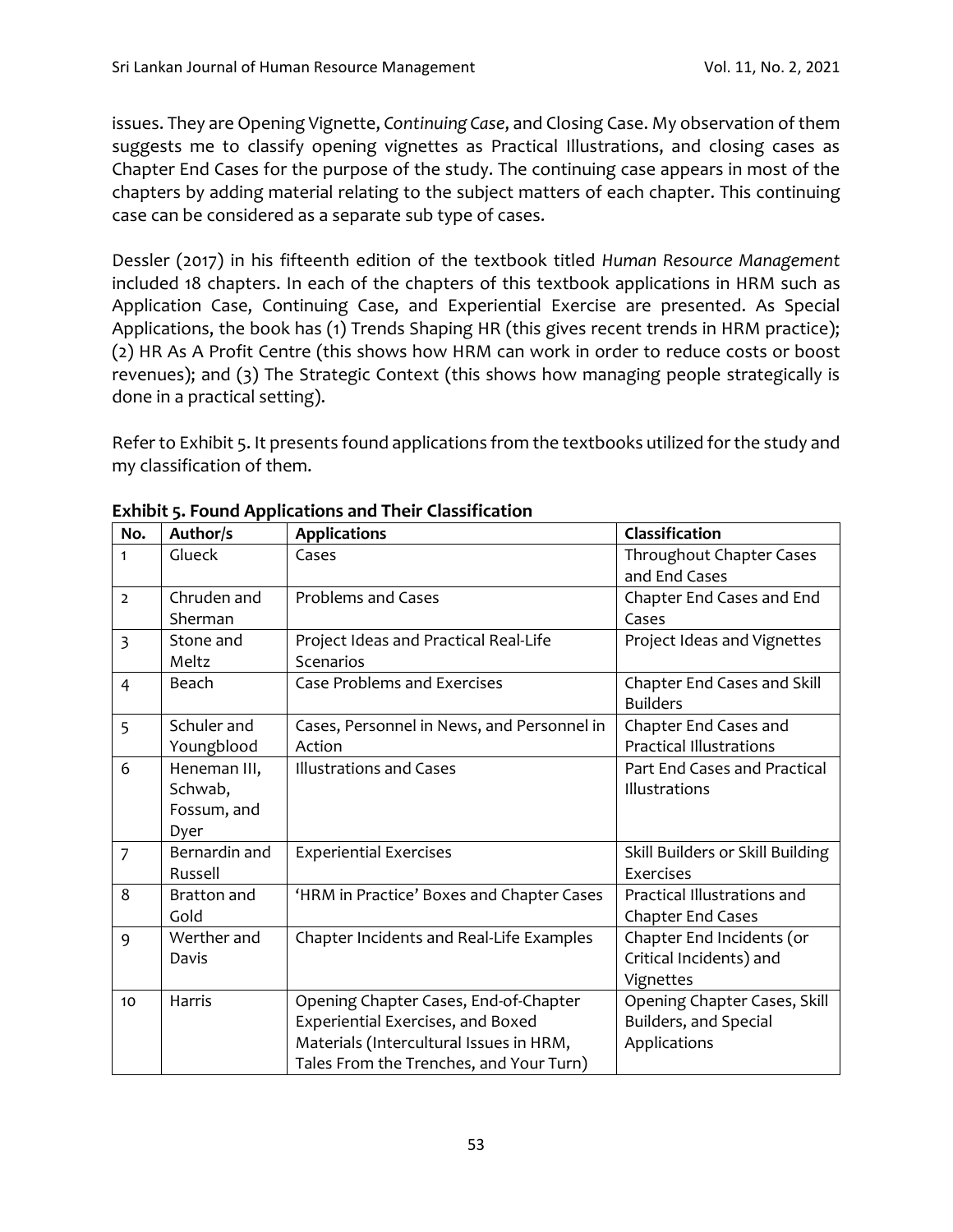issues. They are Opening Vignette, *Continuing Case*, and Closing Case. My observation of them suggests me to classify opening vignettes as Practical Illustrations, and closing cases as Chapter End Cases for the purpose of the study. The continuing case appears in most of the chapters by adding material relating to the subject matters of each chapter. This continuing case can be considered as a separate sub type of cases.

Dessler (2017) in his fifteenth edition of the textbook titled *Human Resource Management* included 18 chapters. In each of the chapters of this textbook applications in HRM such as Application Case, Continuing Case, and Experiential Exercise are presented. As Special Applications, the book has (1) Trends Shaping HR (this gives recent trends in HRM practice); (2) HR As A Profit Centre (this shows how HRM can work in order to reduce costs or boost revenues); and (3) The Strategic Context (this shows how managing people strategically is done in a practical setting).

Refer to Exhibit 5. It presents found applications from the textbooks utilized for the study and my classification of them.

**Exhibit 5. Found Applications and Their Classification**

| No. | Author/s | Applications | Classification |
|---|---|---|---|
| 1 | Glueck | Cases | Throughout Chapter Cases and End Cases |
| 2 | Chruden and Sherman | Problems and Cases | Chapter End Cases and End Cases |
| 3 | Stone and Meltz | Project Ideas and Practical Real-Life Scenarios | Project Ideas and Vignettes |
| 4 | Beach | Case Problems and Exercises | Chapter End Cases and Skill Builders |
| 5 | Schuler and Youngblood | Cases, Personnel in News, and Personnel in Action | Chapter End Cases and Practical Illustrations |
| 6 | Heneman III, Schwab, Fossum, and Dyer | Illustrations and Cases | Part End Cases and Practical Illustrations |
| 7 | Bernardin and Russell | Experiential Exercises | Skill Builders or Skill Building Exercises |
| 8 | Bratton and Gold | 'HRM in Practice' Boxes and Chapter Cases | Practical Illustrations and Chapter End Cases |
| 9 | Werther and Davis | Chapter Incidents and Real-Life Examples | Chapter End Incidents (or Critical Incidents) and Vignettes |
| 10 | Harris | Opening Chapter Cases, End-of-Chapter Experiential Exercises, and Boxed Materials (Intercultural Issues in HRM, Tales From the Trenches, and Your Turn) | Opening Chapter Cases, Skill Builders, and Special Applications |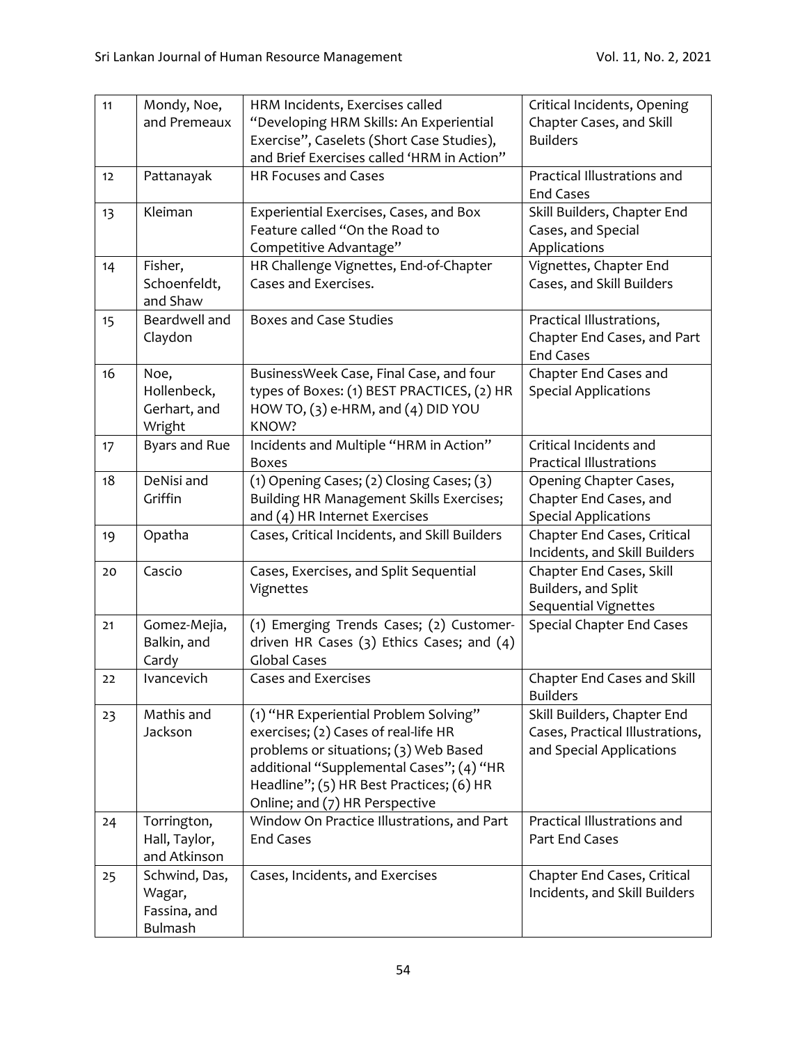| 11 | Mondy, Noe, and Premeaux | HRM Incidents, Exercises called "Developing HRM Skills: An Experiential Exercise", Caselets (Short Case Studies), and Brief Exercises called 'HRM in Action" | Critical Incidents, Opening Chapter Cases, and Skill Builders |
|---|---|---|---|
| 12 | Pattanayak | HR Focuses and Cases | Practical Illustrations and End Cases |
| 13 | Kleiman | Experiential Exercises, Cases, and Box Feature called "On the Road to Competitive Advantage" | Skill Builders, Chapter End Cases, and Special Applications |
| 14 | Fisher, Schoenfeldt, and Shaw | HR Challenge Vignettes, End-of-Chapter Cases and Exercises. | Vignettes, Chapter End Cases, and Skill Builders |
| 15 | Beardwell and Claydon | Boxes and Case Studies | Practical Illustrations, Chapter End Cases, and Part End Cases |
| 16 | Noe, Hollenbeck, Gerhart, and Wright | BusinessWeek Case, Final Case, and four types of Boxes: (1) BEST PRACTICES, (2) HR HOW TO, (3) e-HRM, and (4) DID YOU KNOW? | Chapter End Cases and Special Applications |
| 17 | Byars and Rue | Incidents and Multiple "HRM in Action" Boxes | Critical Incidents and Practical Illustrations |
| 18 | DeNisi and Griffin | (1) Opening Cases; (2) Closing Cases; (3) Building HR Management Skills Exercises; and (4) HR Internet Exercises | Opening Chapter Cases, Chapter End Cases, and Special Applications |
| 19 | Opatha | Cases, Critical Incidents, and Skill Builders | Chapter End Cases, Critical Incidents, and Skill Builders |
| 20 | Cascio | Cases, Exercises, and Split Sequential Vignettes | Chapter End Cases, Skill Builders, and Split Sequential Vignettes |
| 21 | Gomez-Mejia, Balkin, and Cardy | (1) Emerging Trends Cases; (2) Customer-driven HR Cases (3) Ethics Cases; and (4) Global Cases | Special Chapter End Cases |
| 22 | Ivancevich | Cases and Exercises | Chapter End Cases and Skill Builders |
| 23 | Mathis and Jackson | (1) "HR Experiential Problem Solving" exercises; (2) Cases of real-life HR problems or situations; (3) Web Based additional "Supplemental Cases"; (4) "HR Headline"; (5) HR Best Practices; (6) HR Online; and (7) HR Perspective | Skill Builders, Chapter End Cases, Practical Illustrations, and Special Applications |
| 24 | Torrington, Hall, Taylor, and Atkinson | Window On Practice Illustrations, and Part End Cases | Practical Illustrations and Part End Cases |
| 25 | Schwind, Das, Wagar, Fassina, and Bulmash | Cases, Incidents, and Exercises | Chapter End Cases, Critical Incidents, and Skill Builders |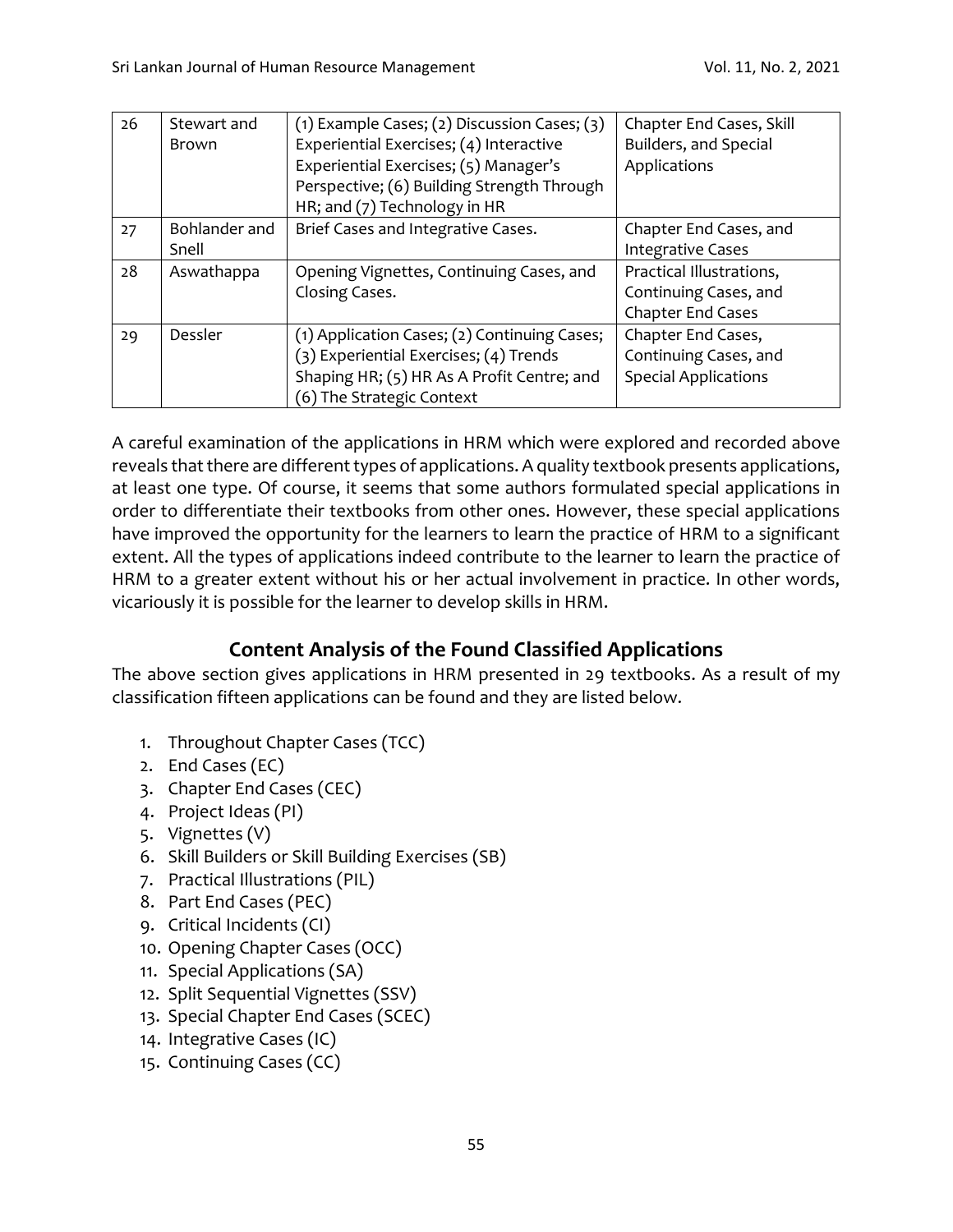| 26 | Stewart and Brown | (1) Example Cases; (2) Discussion Cases; (3) Experiential Exercises; (4) Interactive Experiential Exercises; (5) Manager's Perspective; (6) Building Strength Through HR; and (7) Technology in HR | Chapter End Cases, Skill Builders, and Special Applications |
|---|---|---|---|
| 27 | Bohlander and Snell | Brief Cases and Integrative Cases. | Chapter End Cases, and Integrative Cases |
| 28 | Aswathappa | Opening Vignettes, Continuing Cases, and Closing Cases. | Practical Illustrations, Continuing Cases, and Chapter End Cases |
| 29 | Dessler | (1) Application Cases; (2) Continuing Cases; (3) Experiential Exercises; (4) Trends Shaping HR; (5) HR As A Profit Centre; and (6) The Strategic Context | Chapter End Cases, Continuing Cases, and Special Applications |

A careful examination of the applications in HRM which were explored and recorded above reveals that there are different types of applications. A quality textbook presents applications, at least one type. Of course, it seems that some authors formulated special applications in order to differentiate their textbooks from other ones. However, these special applications have improved the opportunity for the learners to learn the practice of HRM to a significant extent. All the types of applications indeed contribute to the learner to learn the practice of HRM to a greater extent without his or her actual involvement in practice. In other words, vicariously it is possible for the learner to develop skills in HRM.

## Content Analysis of the Found Classified Applications

The above section gives applications in HRM presented in 29 textbooks. As a result of my classification fifteen applications can be found and they are listed below.

1. Throughout Chapter Cases (TCC)
2. End Cases (EC)
3. Chapter End Cases (CEC)
4. Project Ideas (PI)
5. Vignettes (V)
6. Skill Builders or Skill Building Exercises (SB)
7. Practical Illustrations (PIL)
8. Part End Cases (PEC)
9. Critical Incidents (CI)
10. Opening Chapter Cases (OCC)
11. Special Applications (SA)
12. Split Sequential Vignettes (SSV)
13. Special Chapter End Cases (SCEC)
14. Integrative Cases (IC)
15. Continuing Cases (CC)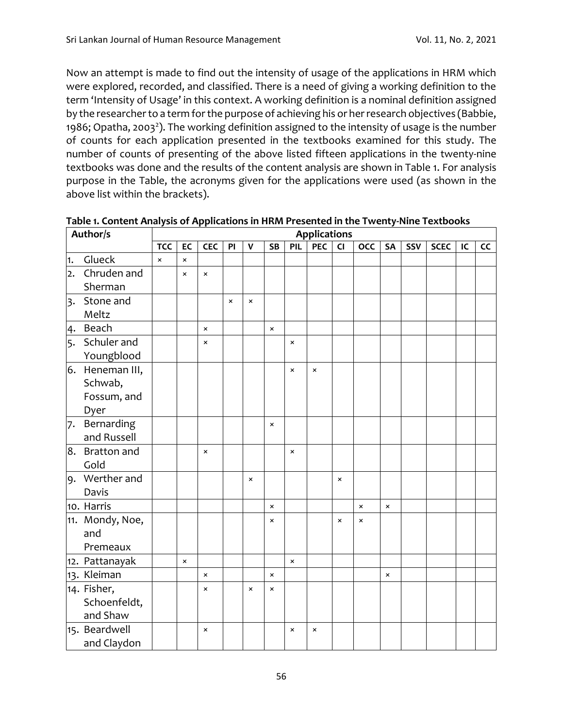Now an attempt is made to find out the intensity of usage of the applications in HRM which were explored, recorded, and classified. There is a need of giving a working definition to the term 'Intensity of Usage' in this context. A working definition is a nominal definition assigned by the researcher to a term for the purpose of achieving his or her research objectives (Babbie, 1986; Opatha, 2003[2]). The working definition assigned to the intensity of usage is the number of counts for each application presented in the textbooks examined for this study. The number of counts of presenting of the above listed fifteen applications in the twenty-nine textbooks was done and the results of the content analysis are shown in Table 1. For analysis purpose in the Table, the acronyms given for the applications were used (as shown in the above list within the brackets).

**Table 1. Content Analysis of Applications in HRM Presented in the Twenty-Nine Textbooks**

| Author/s | Applications | | | | | | | | | | | | | | |
|---|---|---|---|---|---|---|---|---|---|---|---|---|---|---|---|
| | TCC | EC | CEC | PI | V | SB | PIL | PEC | CI | OCC | SA | SSV | SCEC | IC | CC |
| 1. Glueck | × | × | | | | | | | | | | | | | |
| 2. Chruden and Sherman | | × | × | | | | | | | | | | | | |
| 3. Stone and Meltz | | | | × | × | | | | | | | | | | |
| 4. Beach | | | × | | | × | | | | | | | | | |
| 5. Schuler and Youngblood | | | × | | | | × | | | | | | | | |
| 6. Heneman III, Schwab, Fossum, and Dyer | | | | | | | × | × | | | | | | | |
| 7. Bernarding and Russell | | | | | | × | | | | | | | | | |
| 8. Bratton and Gold | | | × | | | | × | | | | | | | | |
| 9. Werther and Davis | | | | | × | | | | × | | | | | | |
| 10. Harris | | | | | | × | | | | × | × | | | | |
| 11. Mondy, Noe, and Premeaux | | | | | | × | | | × | × | | | | | |
| 12. Pattanayak | | × | | | | | × | | | | | | | | |
| 13. Kleiman | | | × | | | × | | | | | × | | | | |
| 14. Fisher, Schoenfeldt, and Shaw | | | × | | × | × | | | | | | | | | |
| 15. Beardwell and Claydon | | | × | | | | × | × | | | | | | | |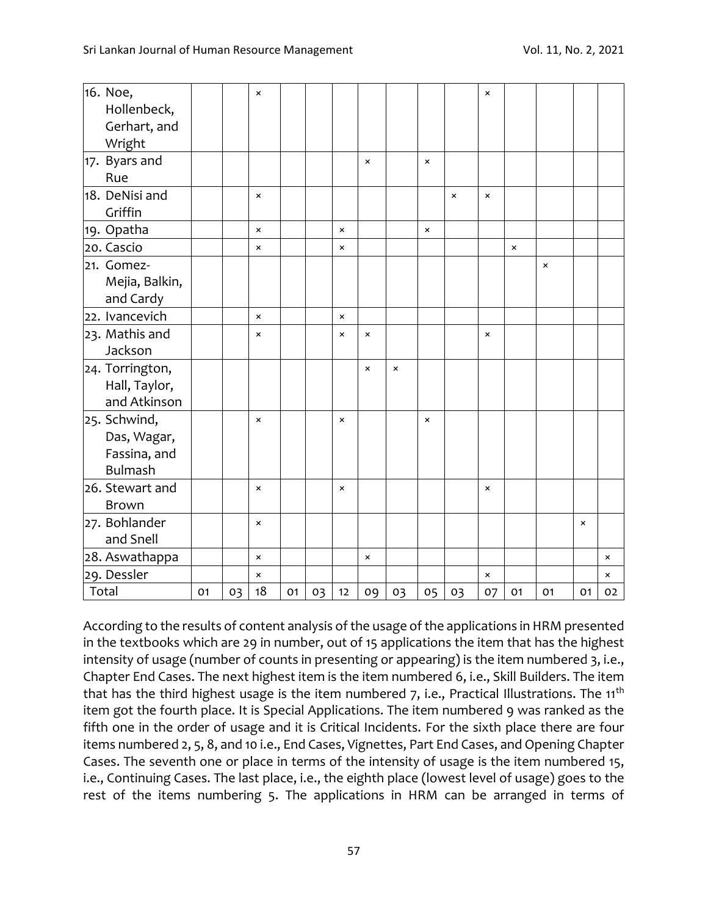| | | | | | | | | | | | | | | | |
|---|---|---|---|---|---|---|---|---|---|---|---|---|---|---|---|
| 16. Noe, Hollenbeck, Gerhart, and Wright | | | × | | | | | | | | × | | | | |
| 17. Byars and Rue | | | | | | | × | | × | | | | | | |
| 18. DeNisi and Griffin | | | × | | | | | | | × | × | | | | |
| 19. Opatha | | | × | | | × | | | × | | | | | | |
| 20. Cascio | | | × | | | × | | | | | | × | | | |
| 21. Gomez-Mejia, Balkin, and Cardy | | | | | | | | | | | | | × | | |
| 22. Ivancevich | | | × | | | × | | | | | | | | | |
| 23. Mathis and Jackson | | | × | | | × | × | | | | × | | | | |
| 24. Torrington, Hall, Taylor, and Atkinson | | | | | | | × | × | | | | | | | |
| 25. Schwind, Das, Wagar, Fassina, and Bulmash | | | × | | | × | | | × | | | | | | |
| 26. Stewart and Brown | | | × | | | × | | | | | × | | | | |
| 27. Bohlander and Snell | | | × | | | | | | | | | | | × | |
| 28. Aswathappa | | | × | | | | × | | | | | | | | × |
| 29. Dessler | | | × | | | | | | | | × | | | | × |
| Total | 01 | 03 | 18 | 01 | 03 | 12 | 09 | 03 | 05 | 03 | 07 | 01 | 01 | 01 | 02 |

According to the results of content analysis of the usage of the applications in HRM presented in the textbooks which are 29 in number, out of 15 applications the item that has the highest intensity of usage (number of counts in presenting or appearing) is the item numbered 3, i.e., Chapter End Cases. The next highest item is the item numbered 6, i.e., Skill Builders. The item that has the third highest usage is the item numbered 7, i.e., Practical Illustrations. The 11th item got the fourth place. It is Special Applications. The item numbered 9 was ranked as the fifth one in the order of usage and it is Critical Incidents. For the sixth place there are four items numbered 2, 5, 8, and 10 i.e., End Cases, Vignettes, Part End Cases, and Opening Chapter Cases. The seventh one or place in terms of the intensity of usage is the item numbered 15, i.e., Continuing Cases. The last place, i.e., the eighth place (lowest level of usage) goes to the rest of the items numbering 5. The applications in HRM can be arranged in terms of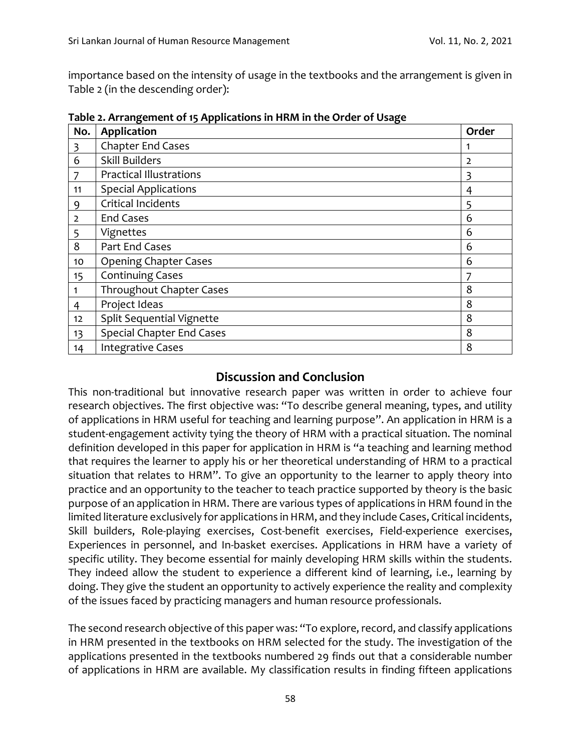importance based on the intensity of usage in the textbooks and the arrangement is given in Table 2 (in the descending order):

**Table 2. Arrangement of 15 Applications in HRM in the Order of Usage**

| No. | Application | Order |
|---|---|---|
| 3 | Chapter End Cases | 1 |
| 6 | Skill Builders | 2 |
| 7 | Practical Illustrations | 3 |
| 11 | Special Applications | 4 |
| 9 | Critical Incidents | 5 |
| 2 | End Cases | 6 |
| 5 | Vignettes | 6 |
| 8 | Part End Cases | 6 |
| 10 | Opening Chapter Cases | 6 |
| 15 | Continuing Cases | 7 |
| 1 | Throughout Chapter Cases | 8 |
| 4 | Project Ideas | 8 |
| 12 | Split Sequential Vignette | 8 |
| 13 | Special Chapter End Cases | 8 |
| 14 | Integrative Cases | 8 |

## Discussion and Conclusion

This non-traditional but innovative research paper was written in order to achieve four research objectives. The first objective was: "To describe general meaning, types, and utility of applications in HRM useful for teaching and learning purpose". An application in HRM is a student-engagement activity tying the theory of HRM with a practical situation. The nominal definition developed in this paper for application in HRM is "a teaching and learning method that requires the learner to apply his or her theoretical understanding of HRM to a practical situation that relates to HRM". To give an opportunity to the learner to apply theory into practice and an opportunity to the teacher to teach practice supported by theory is the basic purpose of an application in HRM. There are various types of applications in HRM found in the limited literature exclusively for applications in HRM, and they include Cases, Critical incidents, Skill builders, Role-playing exercises, Cost-benefit exercises, Field-experience exercises, Experiences in personnel, and In-basket exercises. Applications in HRM have a variety of specific utility. They become essential for mainly developing HRM skills within the students. They indeed allow the student to experience a different kind of learning, i.e., learning by doing. They give the student an opportunity to actively experience the reality and complexity of the issues faced by practicing managers and human resource professionals.

The second research objective of this paper was: "To explore, record, and classify applications in HRM presented in the textbooks on HRM selected for the study. The investigation of the applications presented in the textbooks numbered 29 finds out that a considerable number of applications in HRM are available. My classification results in finding fifteen applications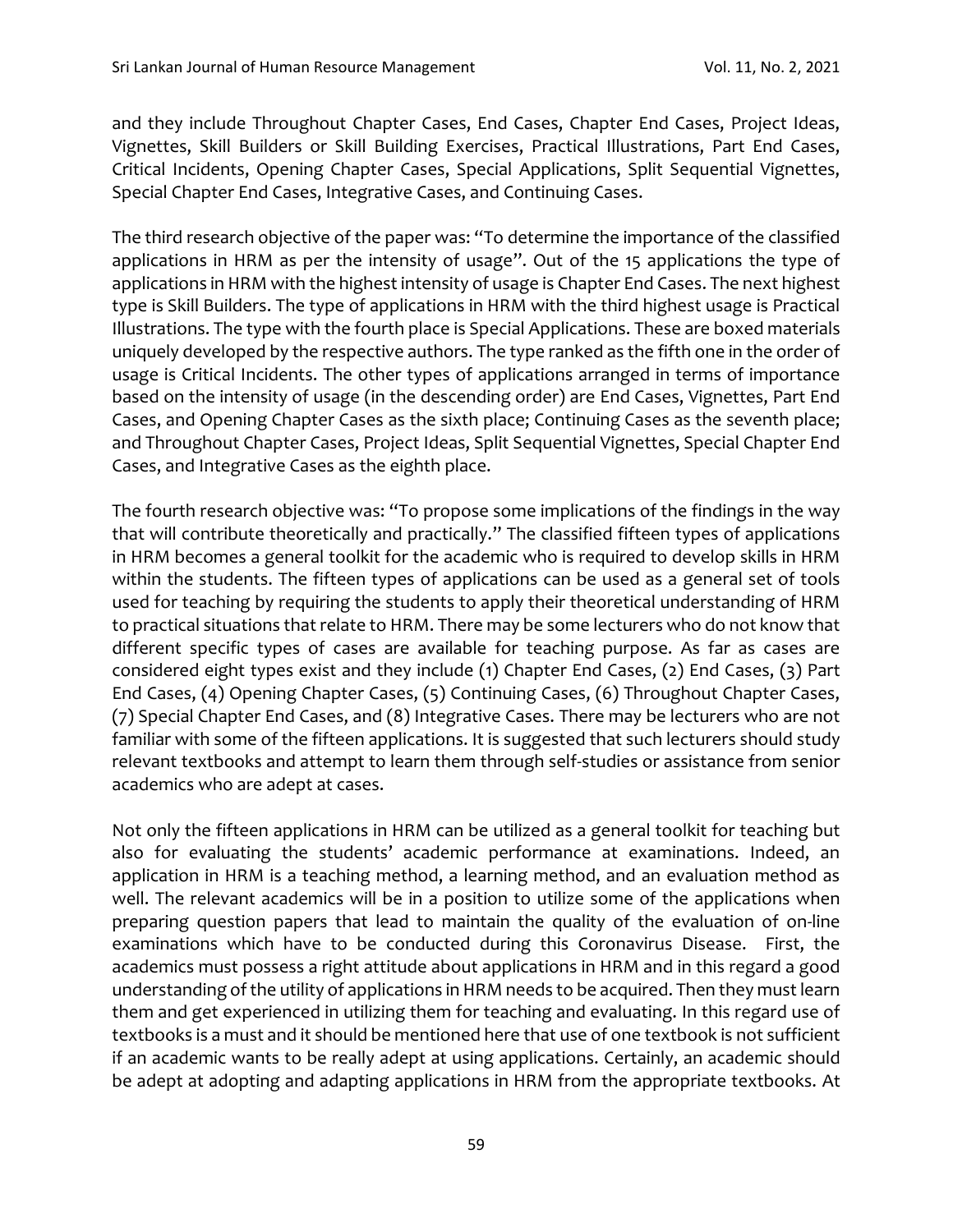and they include Throughout Chapter Cases, End Cases, Chapter End Cases, Project Ideas, Vignettes, Skill Builders or Skill Building Exercises, Practical Illustrations, Part End Cases, Critical Incidents, Opening Chapter Cases, Special Applications, Split Sequential Vignettes, Special Chapter End Cases, Integrative Cases, and Continuing Cases.

The third research objective of the paper was: "To determine the importance of the classified applications in HRM as per the intensity of usage". Out of the 15 applications the type of applications in HRM with the highest intensity of usage is Chapter End Cases. The next highest type is Skill Builders. The type of applications in HRM with the third highest usage is Practical Illustrations. The type with the fourth place is Special Applications. These are boxed materials uniquely developed by the respective authors. The type ranked as the fifth one in the order of usage is Critical Incidents. The other types of applications arranged in terms of importance based on the intensity of usage (in the descending order) are End Cases, Vignettes, Part End Cases, and Opening Chapter Cases as the sixth place; Continuing Cases as the seventh place; and Throughout Chapter Cases, Project Ideas, Split Sequential Vignettes, Special Chapter End Cases, and Integrative Cases as the eighth place.

The fourth research objective was: "To propose some implications of the findings in the way that will contribute theoretically and practically." The classified fifteen types of applications in HRM becomes a general toolkit for the academic who is required to develop skills in HRM within the students. The fifteen types of applications can be used as a general set of tools used for teaching by requiring the students to apply their theoretical understanding of HRM to practical situations that relate to HRM. There may be some lecturers who do not know that different specific types of cases are available for teaching purpose. As far as cases are considered eight types exist and they include (1) Chapter End Cases, (2) End Cases, (3) Part End Cases, (4) Opening Chapter Cases, (5) Continuing Cases, (6) Throughout Chapter Cases, (7) Special Chapter End Cases, and (8) Integrative Cases. There may be lecturers who are not familiar with some of the fifteen applications. It is suggested that such lecturers should study relevant textbooks and attempt to learn them through self-studies or assistance from senior academics who are adept at cases.

Not only the fifteen applications in HRM can be utilized as a general toolkit for teaching but also for evaluating the students' academic performance at examinations. Indeed, an application in HRM is a teaching method, a learning method, and an evaluation method as well. The relevant academics will be in a position to utilize some of the applications when preparing question papers that lead to maintain the quality of the evaluation of on-line examinations which have to be conducted during this Coronavirus Disease. First, the academics must possess a right attitude about applications in HRM and in this regard a good understanding of the utility of applications in HRM needs to be acquired. Then they must learn them and get experienced in utilizing them for teaching and evaluating. In this regard use of textbooks is a must and it should be mentioned here that use of one textbook is not sufficient if an academic wants to be really adept at using applications. Certainly, an academic should be adept at adopting and adapting applications in HRM from the appropriate textbooks. At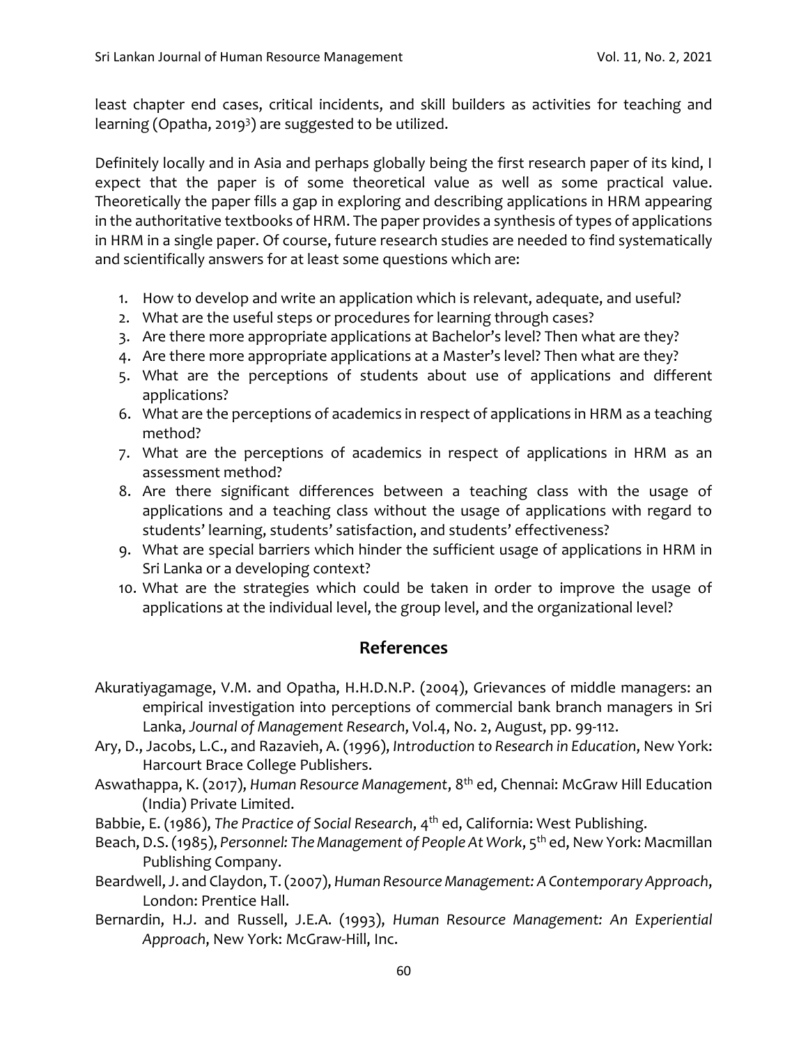least chapter end cases, critical incidents, and skill builders as activities for teaching and learning (Opatha, 2019[3]) are suggested to be utilized.

Definitely locally and in Asia and perhaps globally being the first research paper of its kind, I expect that the paper is of some theoretical value as well as some practical value. Theoretically the paper fills a gap in exploring and describing applications in HRM appearing in the authoritative textbooks of HRM. The paper provides a synthesis of types of applications in HRM in a single paper. Of course, future research studies are needed to find systematically and scientifically answers for at least some questions which are:

1. How to develop and write an application which is relevant, adequate, and useful?
2. What are the useful steps or procedures for learning through cases?
3. Are there more appropriate applications at Bachelor's level? Then what are they?
4. Are there more appropriate applications at a Master's level? Then what are they?
5. What are the perceptions of students about use of applications and different applications?
6. What are the perceptions of academics in respect of applications in HRM as a teaching method?
7. What are the perceptions of academics in respect of applications in HRM as an assessment method?
8. Are there significant differences between a teaching class with the usage of applications and a teaching class without the usage of applications with regard to students' learning, students' satisfaction, and students' effectiveness?
9. What are special barriers which hinder the sufficient usage of applications in HRM in Sri Lanka or a developing context?
10. What are the strategies which could be taken in order to improve the usage of applications at the individual level, the group level, and the organizational level?

## References

Akuratiyagamage, V.M. and Opatha, H.H.D.N.P. (2004), Grievances of middle managers: an empirical investigation into perceptions of commercial bank branch managers in Sri Lanka, *Journal of Management Research*, Vol.4, No. 2, August, pp. 99-112.

Ary, D., Jacobs, L.C., and Razavieh, A. (1996), *Introduction to Research in Education*, New York: Harcourt Brace College Publishers.

Aswathappa, K. (2017), *Human Resource Management*, 8th ed, Chennai: McGraw Hill Education (India) Private Limited.

Babbie, E. (1986), *The Practice of Social Research*, 4th ed, California: West Publishing.

Beach, D.S. (1985), *Personnel: The Management of People At Work*, 5th ed, New York: Macmillan Publishing Company.

Beardwell, J. and Claydon, T. (2007), *Human Resource Management: A Contemporary Approach*, London: Prentice Hall.

Bernardin, H.J. and Russell, J.E.A. (1993), *Human Resource Management: An Experiential Approach*, New York: McGraw-Hill, Inc.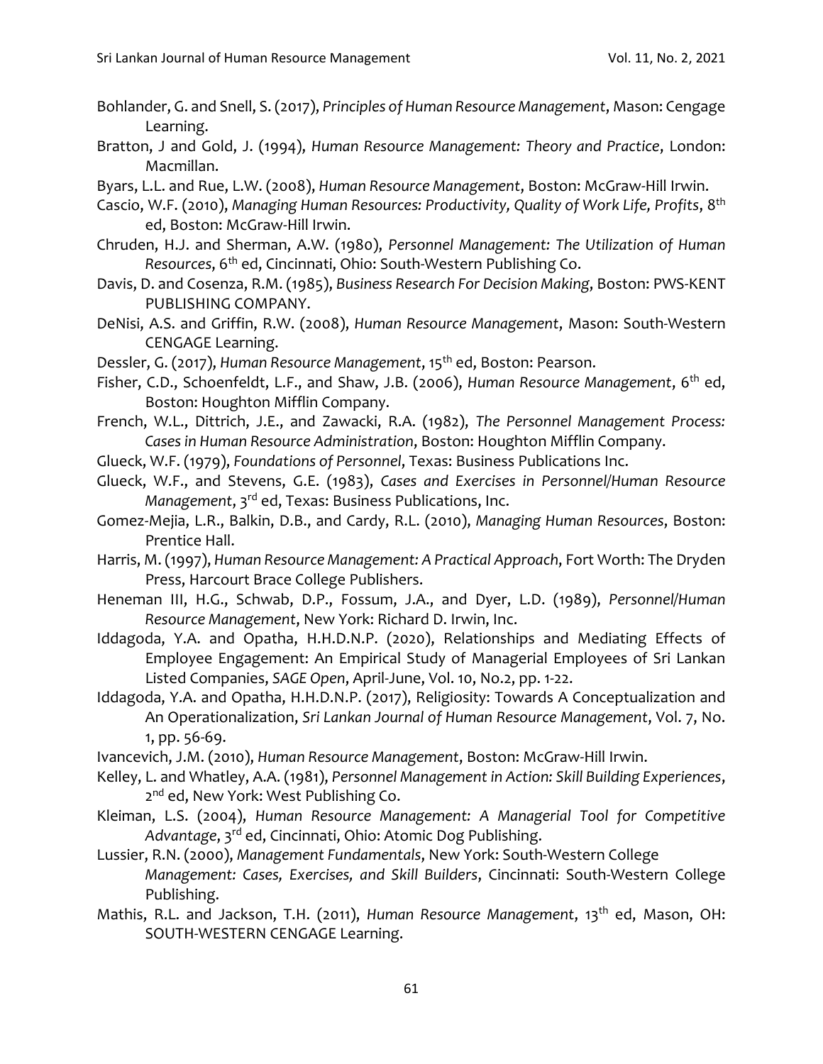Bohlander, G. and Snell, S. (2017), *Principles of Human Resource Management*, Mason: Cengage Learning.

Bratton, J and Gold, J. (1994), *Human Resource Management: Theory and Practice*, London: Macmillan.

Byars, L.L. and Rue, L.W. (2008), *Human Resource Management*, Boston: McGraw-Hill Irwin.

Cascio, W.F. (2010), *Managing Human Resources: Productivity, Quality of Work Life, Profits*, 8th ed, Boston: McGraw-Hill Irwin.

Chruden, H.J. and Sherman, A.W. (1980), *Personnel Management: The Utilization of Human Resources*, 6th ed, Cincinnati, Ohio: South-Western Publishing Co.

Davis, D. and Cosenza, R.M. (1985), *Business Research For Decision Making*, Boston: PWS-KENT PUBLISHING COMPANY.

DeNisi, A.S. and Griffin, R.W. (2008), *Human Resource Management*, Mason: South-Western CENGAGE Learning.

Dessler, G. (2017), *Human Resource Management*, 15th ed, Boston: Pearson.

Fisher, C.D., Schoenfeldt, L.F., and Shaw, J.B. (2006), *Human Resource Management*, 6th ed, Boston: Houghton Mifflin Company.

French, W.L., Dittrich, J.E., and Zawacki, R.A. (1982), *The Personnel Management Process: Cases in Human Resource Administration*, Boston: Houghton Mifflin Company.

Glueck, W.F. (1979), *Foundations of Personnel*, Texas: Business Publications Inc.

Glueck, W.F., and Stevens, G.E. (1983), *Cases and Exercises in Personnel/Human Resource Management*, 3rd ed, Texas: Business Publications, Inc.

Gomez-Mejia, L.R., Balkin, D.B., and Cardy, R.L. (2010), *Managing Human Resources*, Boston: Prentice Hall.

Harris, M. (1997), *Human Resource Management: A Practical Approach*, Fort Worth: The Dryden Press, Harcourt Brace College Publishers.

Heneman III, H.G., Schwab, D.P., Fossum, J.A., and Dyer, L.D. (1989), *Personnel/Human Resource Management*, New York: Richard D. Irwin, Inc.

Iddagoda, Y.A. and Opatha, H.H.D.N.P. (2020), Relationships and Mediating Effects of Employee Engagement: An Empirical Study of Managerial Employees of Sri Lankan Listed Companies, *SAGE Open*, April-June, Vol. 10, No.2, pp. 1-22.

Iddagoda, Y.A. and Opatha, H.H.D.N.P. (2017), Religiosity: Towards A Conceptualization and An Operationalization, *Sri Lankan Journal of Human Resource Management*, Vol. 7, No. 1, pp. 56-69.

Ivancevich, J.M. (2010), *Human Resource Management*, Boston: McGraw-Hill Irwin.

Kelley, L. and Whatley, A.A. (1981), *Personnel Management in Action: Skill Building Experiences*, 2nd ed, New York: West Publishing Co.

Kleiman, L.S. (2004), *Human Resource Management: A Managerial Tool for Competitive Advantage*, 3rd ed, Cincinnati, Ohio: Atomic Dog Publishing.

Lussier, R.N. (2000), *Management Fundamentals*, New York: South-Western College *Management: Cases, Exercises, and Skill Builders*, Cincinnati: South-Western College Publishing.

Mathis, R.L. and Jackson, T.H. (2011), *Human Resource Management*, 13th ed, Mason, OH: SOUTH-WESTERN CENGAGE Learning.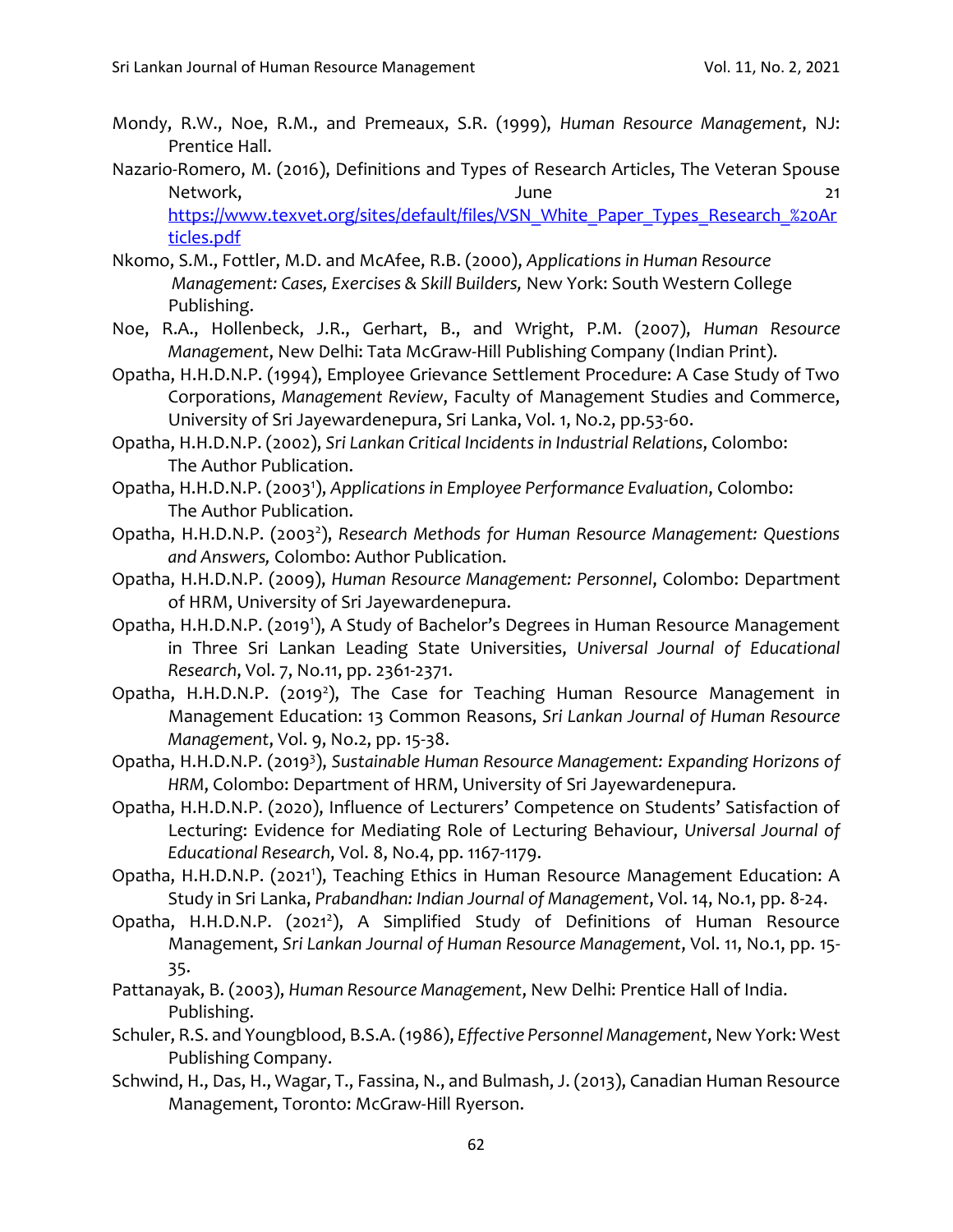Mondy, R.W., Noe, R.M., and Premeaux, S.R. (1999), *Human Resource Management*, NJ: Prentice Hall.

Nazario-Romero, M. (2016), Definitions and Types of Research Articles, The Veteran Spouse Network, June 21 https://www.texvet.org/sites/default/files/VSN_White_Paper_Types_Research_%20Articles.pdf

Nkomo, S.M., Fottler, M.D. and McAfee, R.B. (2000), *Applications in Human Resource Management: Cases, Exercises & Skill Builders,* New York: South Western College Publishing.

Noe, R.A., Hollenbeck, J.R., Gerhart, B., and Wright, P.M. (2007), *Human Resource Management*, New Delhi: Tata McGraw-Hill Publishing Company (Indian Print).

Opatha, H.H.D.N.P. (1994), Employee Grievance Settlement Procedure: A Case Study of Two Corporations, *Management Review*, Faculty of Management Studies and Commerce, University of Sri Jayewardenepura, Sri Lanka, Vol. 1, No.2, pp.53-60.

Opatha, H.H.D.N.P. (2002), *Sri Lankan Critical Incidents in Industrial Relations*, Colombo: The Author Publication.

Opatha, H.H.D.N.P. (2003[1]), *Applications in Employee Performance Evaluation*, Colombo: The Author Publication.

Opatha, H.H.D.N.P. (2003[2]), *Research Methods for Human Resource Management: Questions and Answers,* Colombo: Author Publication.

Opatha, H.H.D.N.P. (2009), *Human Resource Management: Personnel*, Colombo: Department of HRM, University of Sri Jayewardenepura.

Opatha, H.H.D.N.P. (2019[1]), A Study of Bachelor's Degrees in Human Resource Management in Three Sri Lankan Leading State Universities, *Universal Journal of Educational Research*, Vol. 7, No.11, pp. 2361-2371.

Opatha, H.H.D.N.P. (2019[2]), The Case for Teaching Human Resource Management in Management Education: 13 Common Reasons, *Sri Lankan Journal of Human Resource Management*, Vol. 9, No.2, pp. 15-38.

Opatha, H.H.D.N.P. (2019[3]), *Sustainable Human Resource Management: Expanding Horizons of HRM*, Colombo: Department of HRM, University of Sri Jayewardenepura.

Opatha, H.H.D.N.P. (2020), Influence of Lecturers' Competence on Students' Satisfaction of Lecturing: Evidence for Mediating Role of Lecturing Behaviour, *Universal Journal of Educational Research*, Vol. 8, No.4, pp. 1167-1179.

Opatha, H.H.D.N.P. (2021[1]), Teaching Ethics in Human Resource Management Education: A Study in Sri Lanka, *Prabandhan: Indian Journal of Management*, Vol. 14, No.1, pp. 8-24.

Opatha, H.H.D.N.P. (2021[2]), A Simplified Study of Definitions of Human Resource Management, *Sri Lankan Journal of Human Resource Management*, Vol. 11, No.1, pp. 15-35.

Pattanayak, B. (2003), *Human Resource Management*, New Delhi: Prentice Hall of India. Publishing.

Schuler, R.S. and Youngblood, B.S.A. (1986), *Effective Personnel Management*, New York: West Publishing Company.

Schwind, H., Das, H., Wagar, T., Fassina, N., and Bulmash, J. (2013), Canadian Human Resource Management, Toronto: McGraw-Hill Ryerson.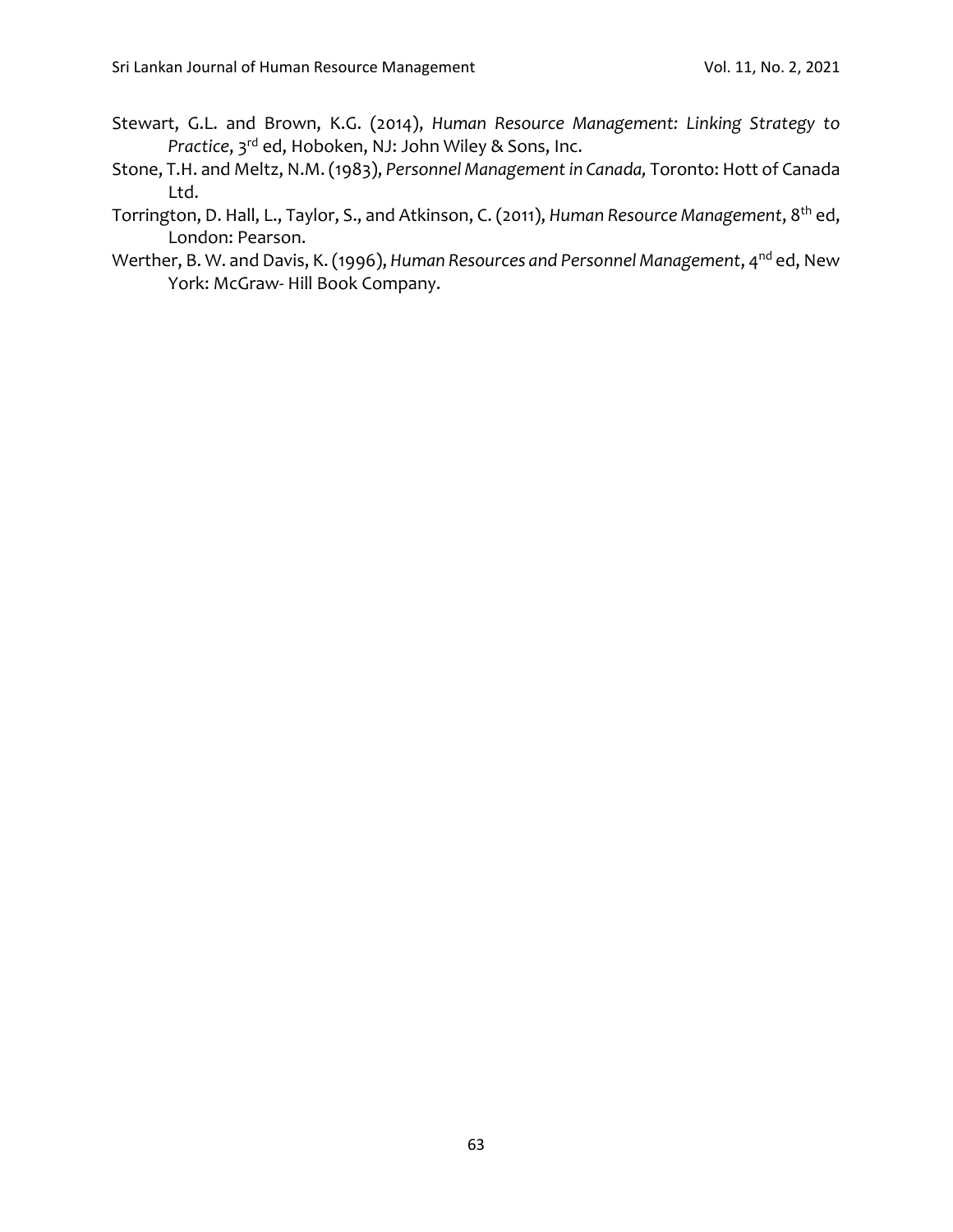Stewart, G.L. and Brown, K.G. (2014), *Human Resource Management: Linking Strategy to Practice*, 3rd ed, Hoboken, NJ: John Wiley & Sons, Inc.

Stone, T.H. and Meltz, N.M. (1983), *Personnel Management in Canada,* Toronto: Hott of Canada Ltd.

Torrington, D. Hall, L., Taylor, S., and Atkinson, C. (2011), *Human Resource Management*, 8th ed, London: Pearson.

Werther, B. W. and Davis, K. (1996), *Human Resources and Personnel Management*, 4nd ed, New York: McGraw- Hill Book Company.